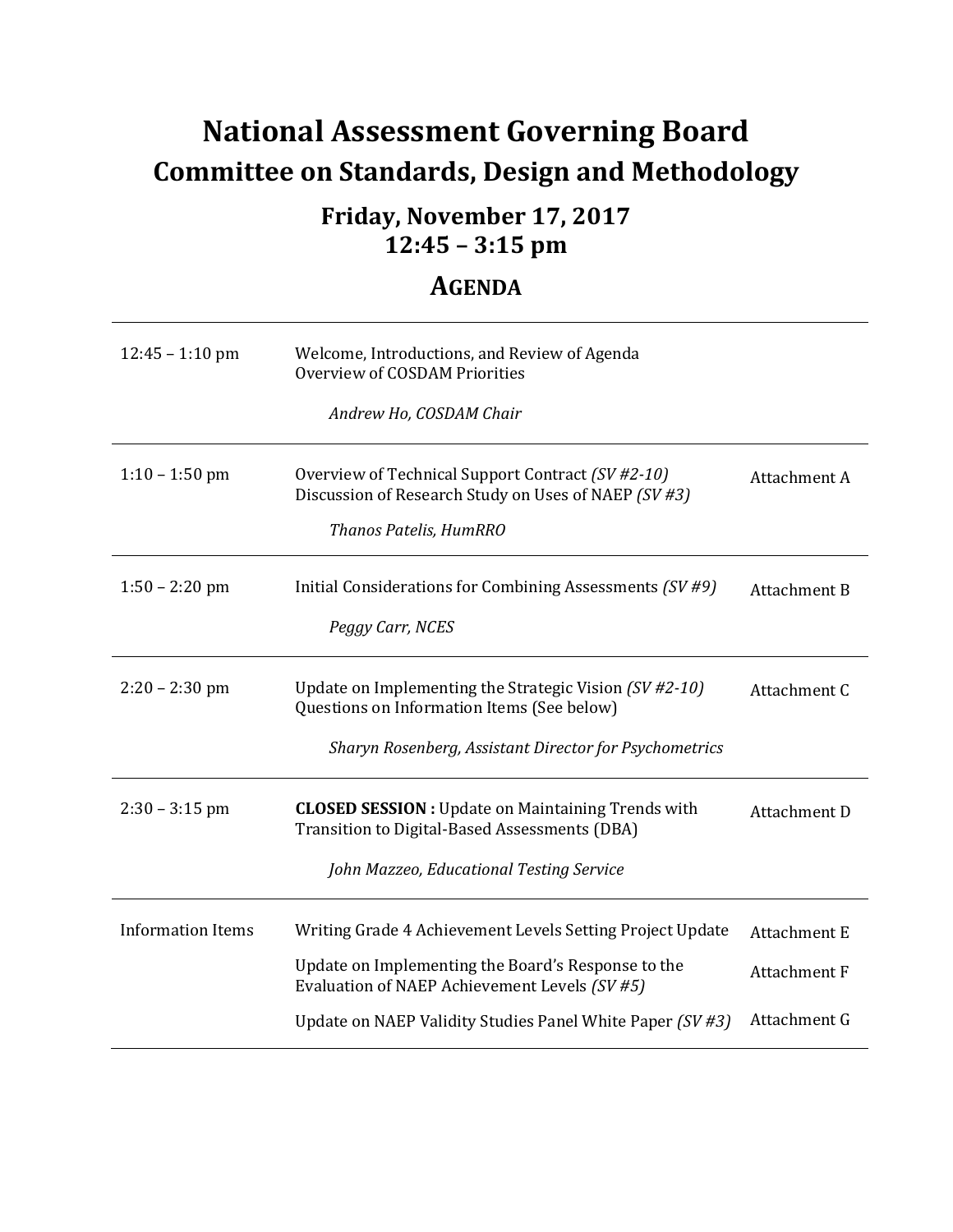# National Assessment Governing Board
## Committee on Standards, Design and Methodology

### Friday, November 17, 2017
### 12:45 – 3:15 pm

### AGENDA

| | | |
|---|---|---|
| 12:45 – 1:10 pm | Welcome, Introductions, and Review of Agenda<br>Overview of COSDAM Priorities<br><br>*Andrew Ho, COSDAM Chair* | |
| 1:10 – 1:50 pm | Overview of Technical Support Contract *(SV #2-10)*<br>Discussion of Research Study on Uses of NAEP *(SV #3)*<br><br>*Thanos Patelis, HumRRO* | Attachment A |
| 1:50 – 2:20 pm | Initial Considerations for Combining Assessments *(SV #9)*<br><br>*Peggy Carr, NCES* | Attachment B |
| 2:20 – 2:30 pm | Update on Implementing the Strategic Vision *(SV #2-10)*<br>Questions on Information Items (See below)<br><br>*Sharyn Rosenberg, Assistant Director for Psychometrics* | Attachment C |
| 2:30 – 3:15 pm | **CLOSED SESSION :** Update on Maintaining Trends with Transition to Digital-Based Assessments (DBA)<br><br>*John Mazzeo, Educational Testing Service* | Attachment D |
| Information Items | Writing Grade 4 Achievement Levels Setting Project Update | Attachment E |
| | Update on Implementing the Board's Response to the Evaluation of NAEP Achievement Levels *(SV #5)* | Attachment F |
| | Update on NAEP Validity Studies Panel White Paper *(SV #3)* | Attachment G |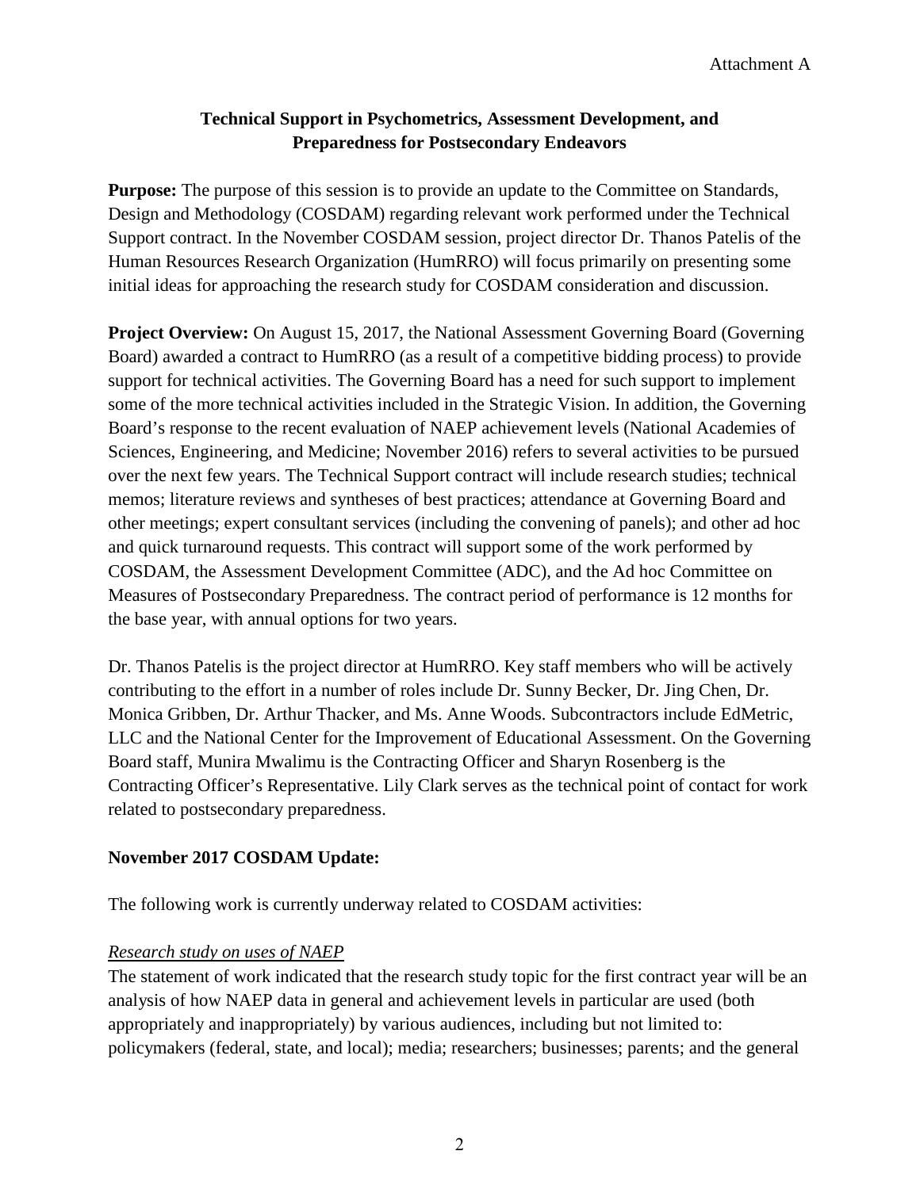Attachment A

## Technical Support in Psychometrics, Assessment Development, and Preparedness for Postsecondary Endeavors

**Purpose:** The purpose of this session is to provide an update to the Committee on Standards, Design and Methodology (COSDAM) regarding relevant work performed under the Technical Support contract. In the November COSDAM session, project director Dr. Thanos Patelis of the Human Resources Research Organization (HumRRO) will focus primarily on presenting some initial ideas for approaching the research study for COSDAM consideration and discussion.

**Project Overview:** On August 15, 2017, the National Assessment Governing Board (Governing Board) awarded a contract to HumRRO (as a result of a competitive bidding process) to provide support for technical activities. The Governing Board has a need for such support to implement some of the more technical activities included in the Strategic Vision. In addition, the Governing Board's response to the recent evaluation of NAEP achievement levels (National Academies of Sciences, Engineering, and Medicine; November 2016) refers to several activities to be pursued over the next few years. The Technical Support contract will include research studies; technical memos; literature reviews and syntheses of best practices; attendance at Governing Board and other meetings; expert consultant services (including the convening of panels); and other ad hoc and quick turnaround requests. This contract will support some of the work performed by COSDAM, the Assessment Development Committee (ADC), and the Ad hoc Committee on Measures of Postsecondary Preparedness. The contract period of performance is 12 months for the base year, with annual options for two years.

Dr. Thanos Patelis is the project director at HumRRO. Key staff members who will be actively contributing to the effort in a number of roles include Dr. Sunny Becker, Dr. Jing Chen, Dr. Monica Gribben, Dr. Arthur Thacker, and Ms. Anne Woods. Subcontractors include EdMetric, LLC and the National Center for the Improvement of Educational Assessment. On the Governing Board staff, Munira Mwalimu is the Contracting Officer and Sharyn Rosenberg is the Contracting Officer's Representative. Lily Clark serves as the technical point of contact for work related to postsecondary preparedness.

**November 2017 COSDAM Update:**

The following work is currently underway related to COSDAM activities:

*Research study on uses of NAEP*

The statement of work indicated that the research study topic for the first contract year will be an analysis of how NAEP data in general and achievement levels in particular are used (both appropriately and inappropriately) by various audiences, including but not limited to: policymakers (federal, state, and local); media; researchers; businesses; parents; and the general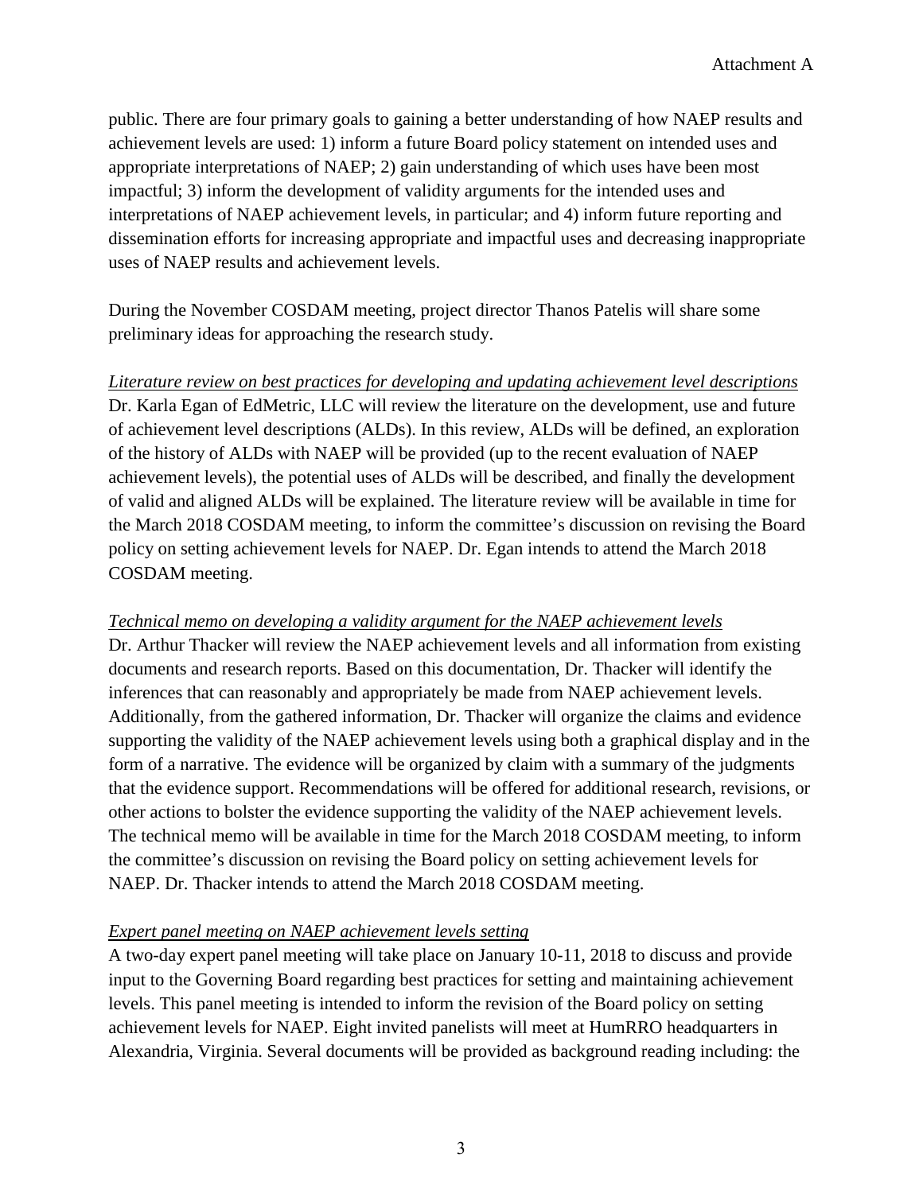public. There are four primary goals to gaining a better understanding of how NAEP results and achievement levels are used: 1) inform a future Board policy statement on intended uses and appropriate interpretations of NAEP; 2) gain understanding of which uses have been most impactful; 3) inform the development of validity arguments for the intended uses and interpretations of NAEP achievement levels, in particular; and 4) inform future reporting and dissemination efforts for increasing appropriate and impactful uses and decreasing inappropriate uses of NAEP results and achievement levels.

During the November COSDAM meeting, project director Thanos Patelis will share some preliminary ideas for approaching the research study.

*Literature review on best practices for developing and updating achievement level descriptions*

Dr. Karla Egan of EdMetric, LLC will review the literature on the development, use and future of achievement level descriptions (ALDs). In this review, ALDs will be defined, an exploration of the history of ALDs with NAEP will be provided (up to the recent evaluation of NAEP achievement levels), the potential uses of ALDs will be described, and finally the development of valid and aligned ALDs will be explained. The literature review will be available in time for the March 2018 COSDAM meeting, to inform the committee's discussion on revising the Board policy on setting achievement levels for NAEP. Dr. Egan intends to attend the March 2018 COSDAM meeting.

*Technical memo on developing a validity argument for the NAEP achievement levels*

Dr. Arthur Thacker will review the NAEP achievement levels and all information from existing documents and research reports. Based on this documentation, Dr. Thacker will identify the inferences that can reasonably and appropriately be made from NAEP achievement levels. Additionally, from the gathered information, Dr. Thacker will organize the claims and evidence supporting the validity of the NAEP achievement levels using both a graphical display and in the form of a narrative. The evidence will be organized by claim with a summary of the judgments that the evidence support. Recommendations will be offered for additional research, revisions, or other actions to bolster the evidence supporting the validity of the NAEP achievement levels. The technical memo will be available in time for the March 2018 COSDAM meeting, to inform the committee's discussion on revising the Board policy on setting achievement levels for NAEP. Dr. Thacker intends to attend the March 2018 COSDAM meeting.

*Expert panel meeting on NAEP achievement levels setting*

A two-day expert panel meeting will take place on January 10-11, 2018 to discuss and provide input to the Governing Board regarding best practices for setting and maintaining achievement levels. This panel meeting is intended to inform the revision of the Board policy on setting achievement levels for NAEP. Eight invited panelists will meet at HumRRO headquarters in Alexandria, Virginia. Several documents will be provided as background reading including: the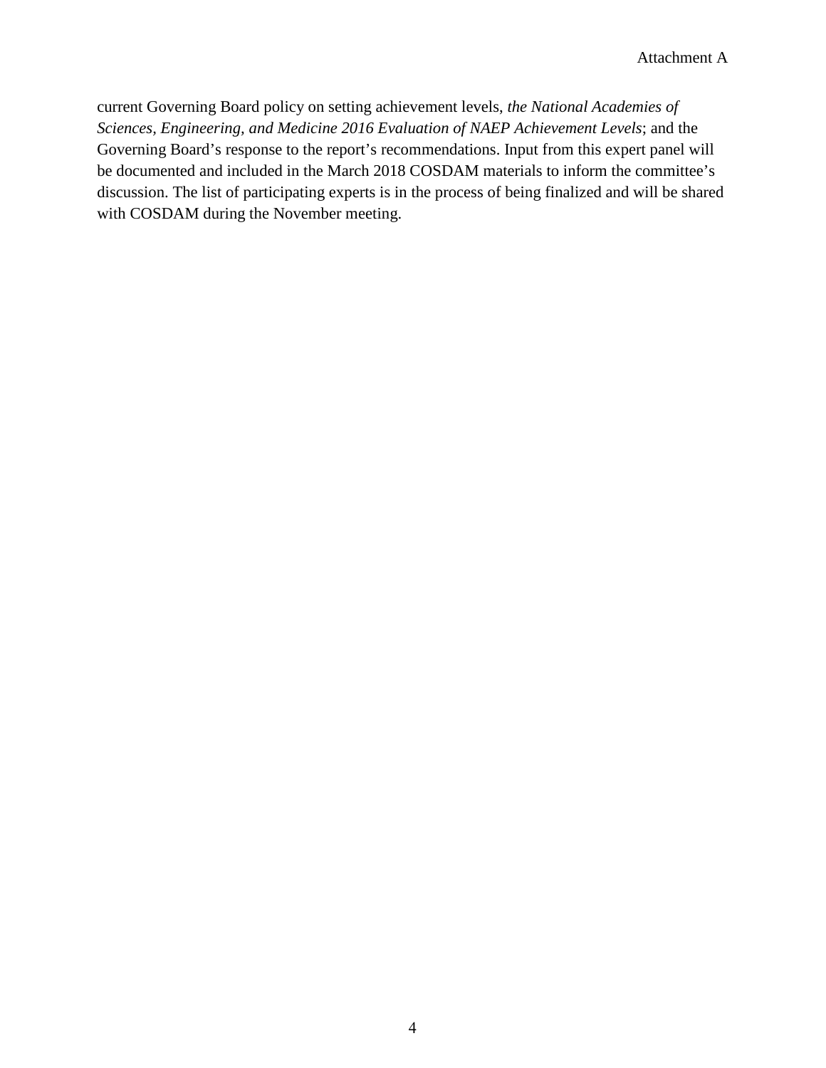current Governing Board policy on setting achievement levels, *the National Academies of Sciences, Engineering, and Medicine 2016 Evaluation of NAEP Achievement Levels*; and the Governing Board's response to the report's recommendations. Input from this expert panel will be documented and included in the March 2018 COSDAM materials to inform the committee's discussion. The list of participating experts is in the process of being finalized and will be shared with COSDAM during the November meeting.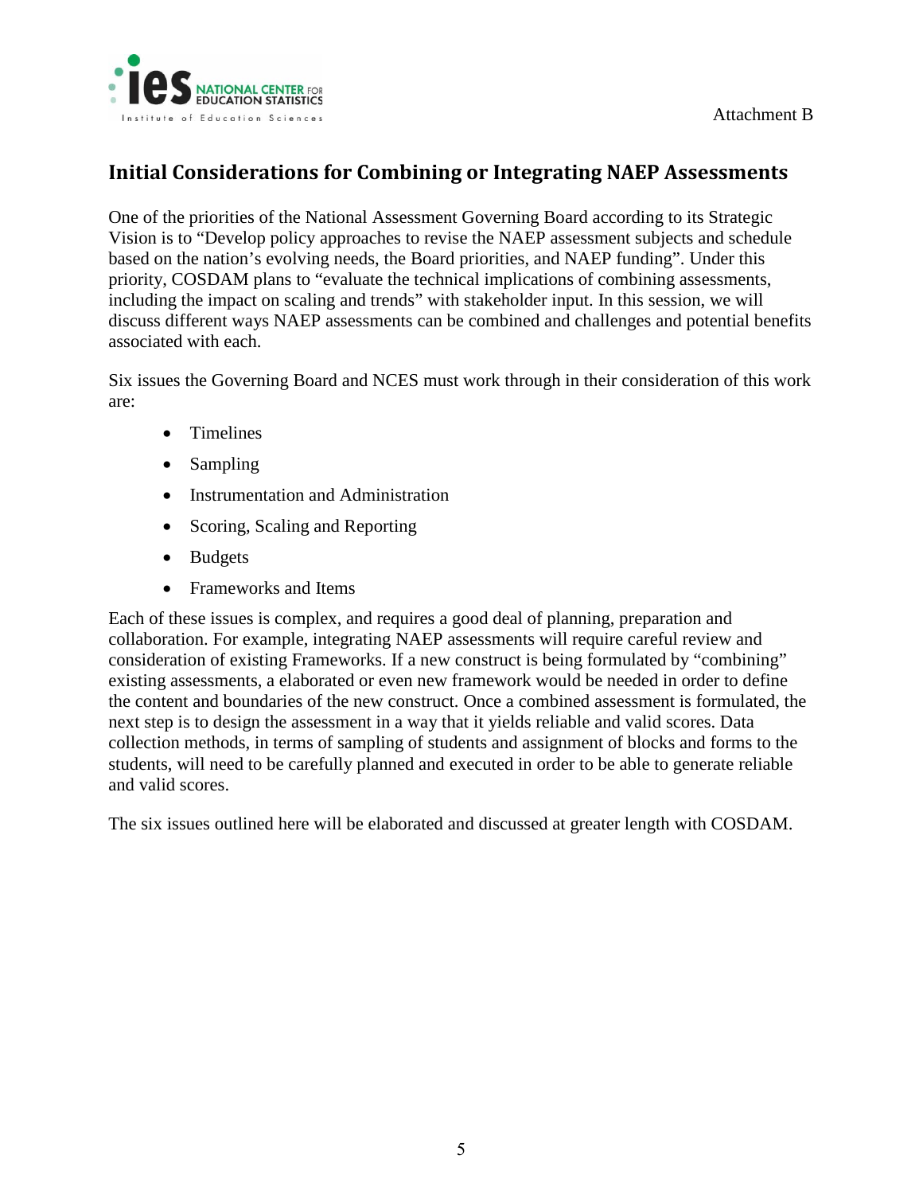Attachment B

## Initial Considerations for Combining or Integrating NAEP Assessments

One of the priorities of the National Assessment Governing Board according to its Strategic Vision is to "Develop policy approaches to revise the NAEP assessment subjects and schedule based on the nation's evolving needs, the Board priorities, and NAEP funding". Under this priority, COSDAM plans to "evaluate the technical implications of combining assessments, including the impact on scaling and trends" with stakeholder input. In this session, we will discuss different ways NAEP assessments can be combined and challenges and potential benefits associated with each.

Six issues the Governing Board and NCES must work through in their consideration of this work are:

- Timelines
- Sampling
- Instrumentation and Administration
- Scoring, Scaling and Reporting
- Budgets
- Frameworks and Items

Each of these issues is complex, and requires a good deal of planning, preparation and collaboration. For example, integrating NAEP assessments will require careful review and consideration of existing Frameworks. If a new construct is being formulated by "combining" existing assessments, a elaborated or even new framework would be needed in order to define the content and boundaries of the new construct. Once a combined assessment is formulated, the next step is to design the assessment in a way that it yields reliable and valid scores. Data collection methods, in terms of sampling of students and assignment of blocks and forms to the students, will need to be carefully planned and executed in order to be able to generate reliable and valid scores.

The six issues outlined here will be elaborated and discussed at greater length with COSDAM.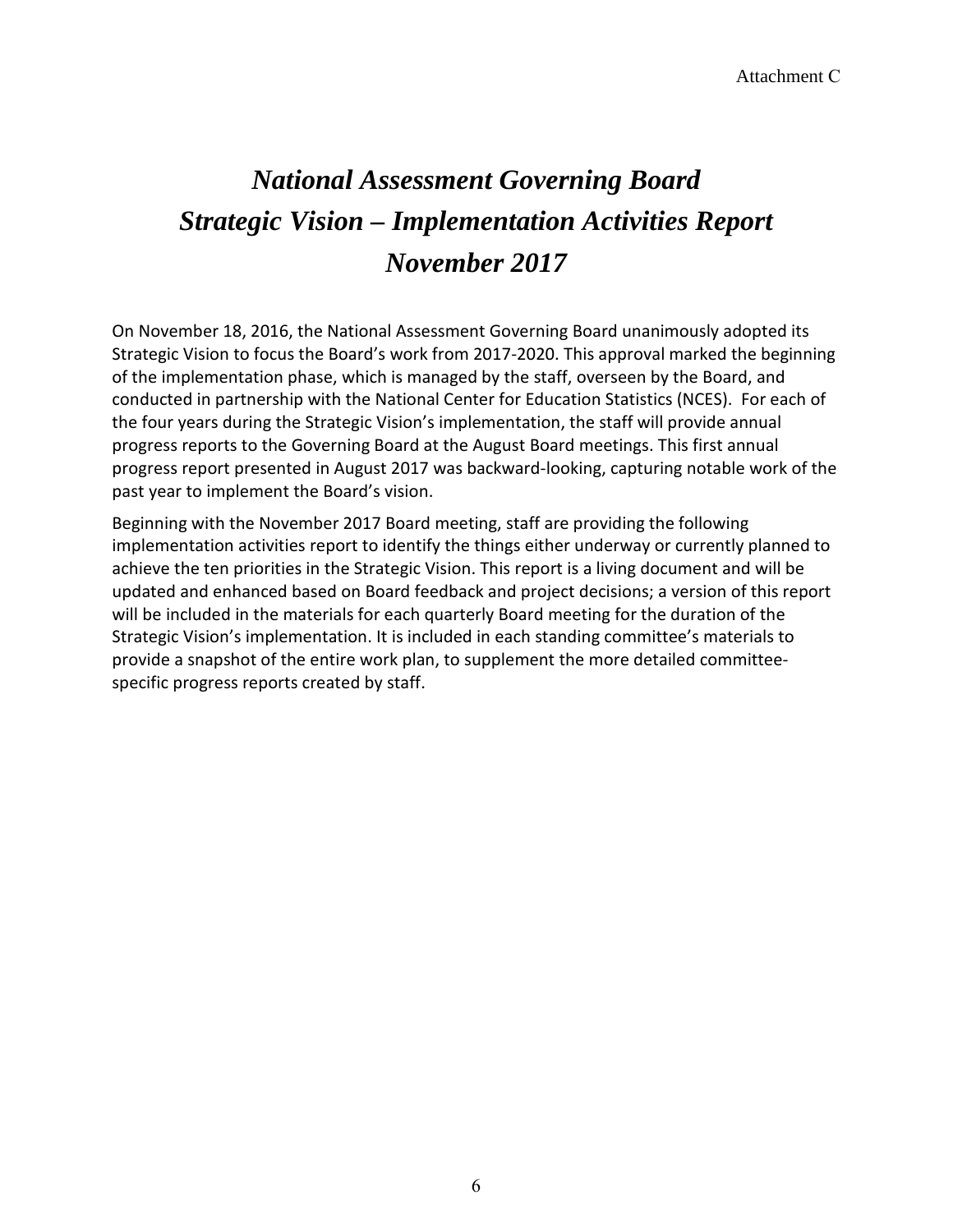Attachment C

# *National Assessment Governing Board*
# *Strategic Vision – Implementation Activities Report*
# *November 2017*

On November 18, 2016, the National Assessment Governing Board unanimously adopted its Strategic Vision to focus the Board's work from 2017-2020. This approval marked the beginning of the implementation phase, which is managed by the staff, overseen by the Board, and conducted in partnership with the National Center for Education Statistics (NCES). For each of the four years during the Strategic Vision's implementation, the staff will provide annual progress reports to the Governing Board at the August Board meetings. This first annual progress report presented in August 2017 was backward-looking, capturing notable work of the past year to implement the Board's vision.

Beginning with the November 2017 Board meeting, staff are providing the following implementation activities report to identify the things either underway or currently planned to achieve the ten priorities in the Strategic Vision. This report is a living document and will be updated and enhanced based on Board feedback and project decisions; a version of this report will be included in the materials for each quarterly Board meeting for the duration of the Strategic Vision's implementation. It is included in each standing committee's materials to provide a snapshot of the entire work plan, to supplement the more detailed committee-specific progress reports created by staff.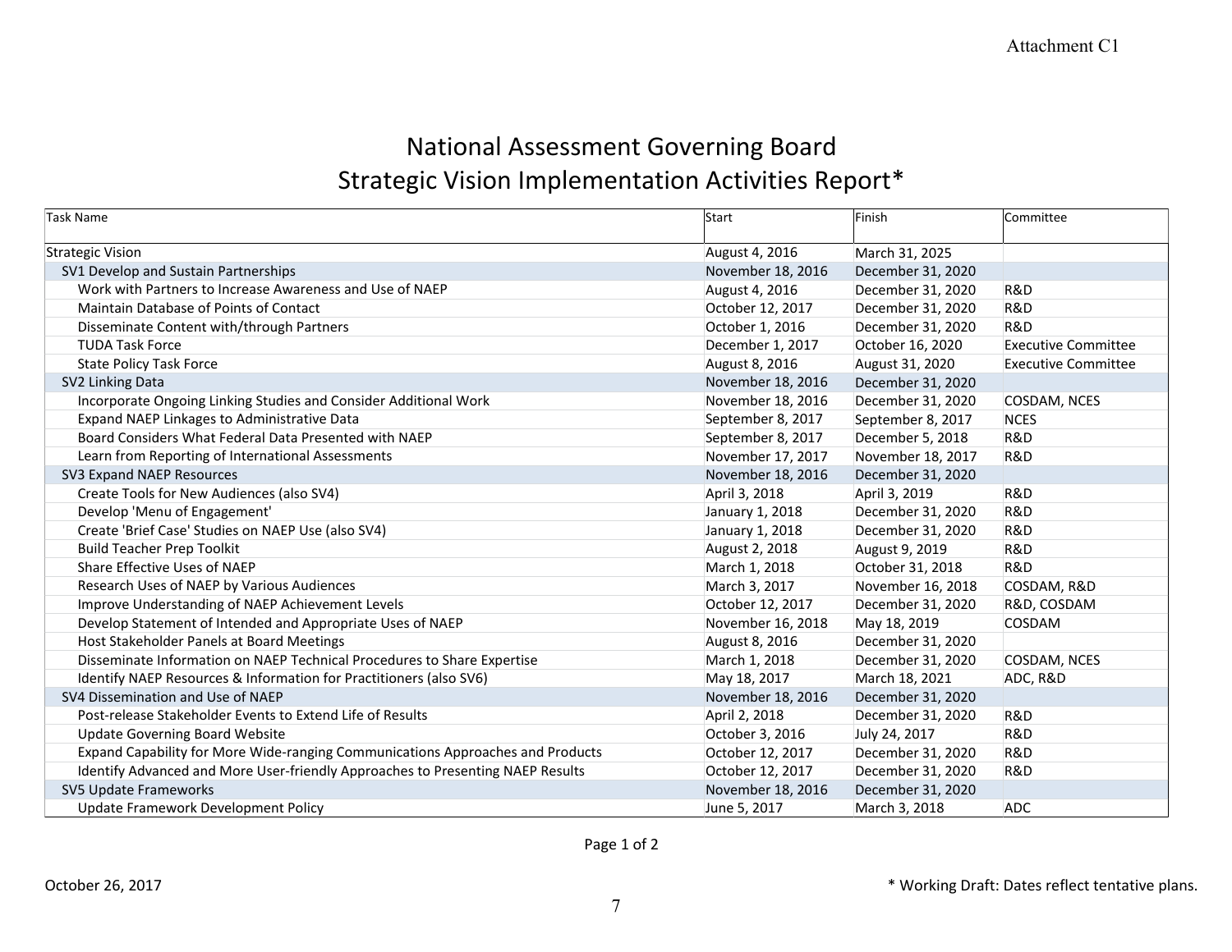Attachment C1

# National Assessment Governing Board
## Strategic Vision Implementation Activities Report*

| Task Name | Start | Finish | Committee |
|---|---|---|---|
| Strategic Vision | August 4, 2016 | March 31, 2025 | |
| SV1 Develop and Sustain Partnerships | November 18, 2016 | December 31, 2020 | |
| Work with Partners to Increase Awareness and Use of NAEP | August 4, 2016 | December 31, 2020 | R&D |
| Maintain Database of Points of Contact | October 12, 2017 | December 31, 2020 | R&D |
| Disseminate Content with/through Partners | October 1, 2016 | December 31, 2020 | R&D |
| TUDA Task Force | December 1, 2017 | October 16, 2020 | Executive Committee |
| State Policy Task Force | August 8, 2016 | August 31, 2020 | Executive Committee |
| SV2 Linking Data | November 18, 2016 | December 31, 2020 | |
| Incorporate Ongoing Linking Studies and Consider Additional Work | November 18, 2016 | December 31, 2020 | COSDAM, NCES |
| Expand NAEP Linkages to Administrative Data | September 8, 2017 | September 8, 2017 | NCES |
| Board Considers What Federal Data Presented with NAEP | September 8, 2017 | December 5, 2018 | R&D |
| Learn from Reporting of International Assessments | November 17, 2017 | November 18, 2017 | R&D |
| SV3 Expand NAEP Resources | November 18, 2016 | December 31, 2020 | |
| Create Tools for New Audiences (also SV4) | April 3, 2018 | April 3, 2019 | R&D |
| Develop 'Menu of Engagement' | January 1, 2018 | December 31, 2020 | R&D |
| Create 'Brief Case' Studies on NAEP Use (also SV4) | January 1, 2018 | December 31, 2020 | R&D |
| Build Teacher Prep Toolkit | August 2, 2018 | August 9, 2019 | R&D |
| Share Effective Uses of NAEP | March 1, 2018 | October 31, 2018 | R&D |
| Research Uses of NAEP by Various Audiences | March 3, 2017 | November 16, 2018 | COSDAM, R&D |
| Improve Understanding of NAEP Achievement Levels | October 12, 2017 | December 31, 2020 | R&D, COSDAM |
| Develop Statement of Intended and Appropriate Uses of NAEP | November 16, 2018 | May 18, 2019 | COSDAM |
| Host Stakeholder Panels at Board Meetings | August 8, 2016 | December 31, 2020 | |
| Disseminate Information on NAEP Technical Procedures to Share Expertise | March 1, 2018 | December 31, 2020 | COSDAM, NCES |
| Identify NAEP Resources & Information for Practitioners (also SV6) | May 18, 2017 | March 18, 2021 | ADC, R&D |
| SV4 Dissemination and Use of NAEP | November 18, 2016 | December 31, 2020 | |
| Post-release Stakeholder Events to Extend Life of Results | April 2, 2018 | December 31, 2020 | R&D |
| Update Governing Board Website | October 3, 2016 | July 24, 2017 | R&D |
| Expand Capability for More Wide-ranging Communications Approaches and Products | October 12, 2017 | December 31, 2020 | R&D |
| Identify Advanced and More User-friendly Approaches to Presenting NAEP Results | October 12, 2017 | December 31, 2020 | R&D |
| SV5 Update Frameworks | November 18, 2016 | December 31, 2020 | |
| Update Framework Development Policy | June 5, 2017 | March 3, 2018 | ADC |

October 26, 2017

* Working Draft: Dates reflect tentative plans.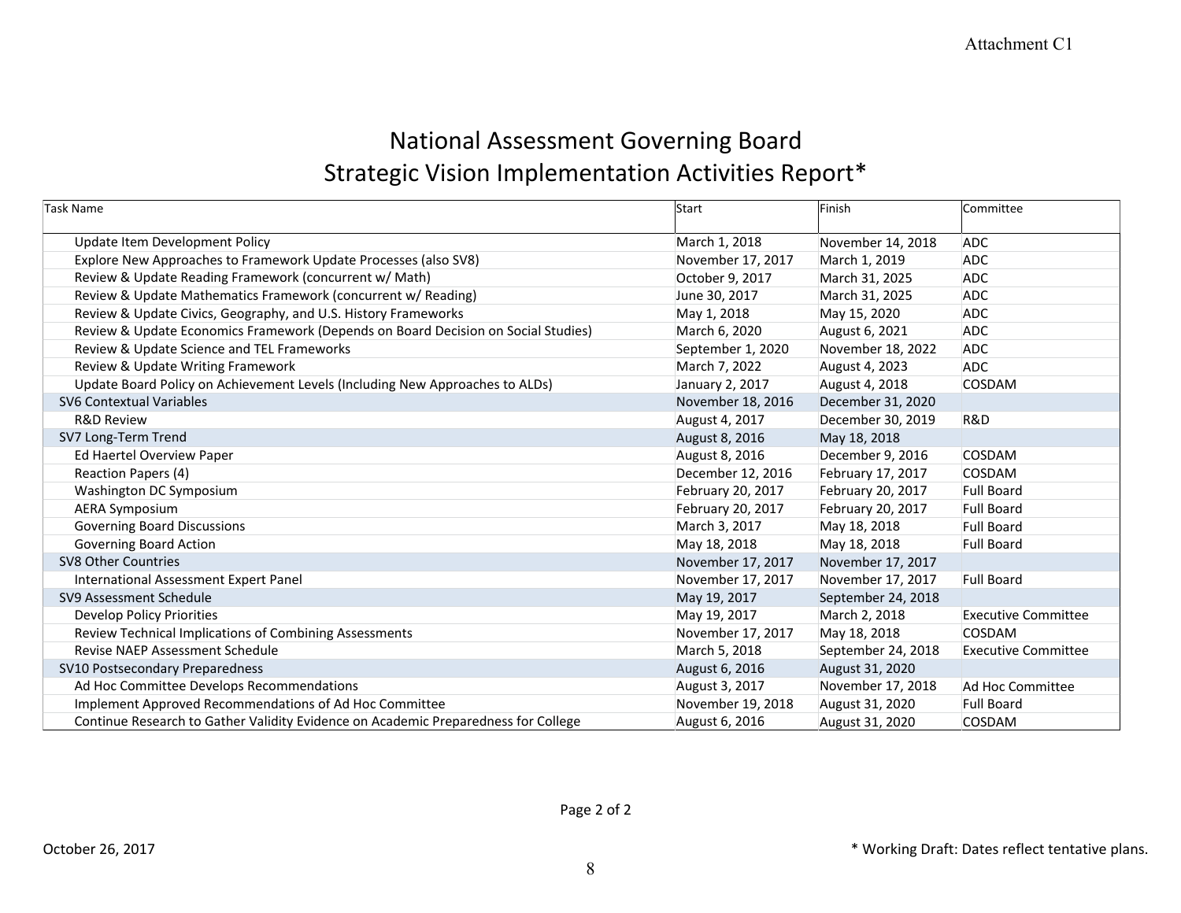Attachment C1

# National Assessment Governing Board
## Strategic Vision Implementation Activities Report*

| Task Name | Start | Finish | Committee |
|---|---|---|---|
| Update Item Development Policy | March 1, 2018 | November 14, 2018 | ADC |
| Explore New Approaches to Framework Update Processes (also SV8) | November 17, 2017 | March 1, 2019 | ADC |
| Review & Update Reading Framework (concurrent w/ Math) | October 9, 2017 | March 31, 2025 | ADC |
| Review & Update Mathematics Framework (concurrent w/ Reading) | June 30, 2017 | March 31, 2025 | ADC |
| Review & Update Civics, Geography, and U.S. History Frameworks | May 1, 2018 | May 15, 2020 | ADC |
| Review & Update Economics Framework (Depends on Board Decision on Social Studies) | March 6, 2020 | August 6, 2021 | ADC |
| Review & Update Science and TEL Frameworks | September 1, 2020 | November 18, 2022 | ADC |
| Review & Update Writing Framework | March 7, 2022 | August 4, 2023 | ADC |
| Update Board Policy on Achievement Levels (Including New Approaches to ALDs) | January 2, 2017 | August 4, 2018 | COSDAM |
| SV6 Contextual Variables | November 18, 2016 | December 31, 2020 | |
| R&D Review | August 4, 2017 | December 30, 2019 | R&D |
| SV7 Long-Term Trend | August 8, 2016 | May 18, 2018 | |
| Ed Haertel Overview Paper | August 8, 2016 | December 9, 2016 | COSDAM |
| Reaction Papers (4) | December 12, 2016 | February 17, 2017 | COSDAM |
| Washington DC Symposium | February 20, 2017 | February 20, 2017 | Full Board |
| AERA Symposium | February 20, 2017 | February 20, 2017 | Full Board |
| Governing Board Discussions | March 3, 2017 | May 18, 2018 | Full Board |
| Governing Board Action | May 18, 2018 | May 18, 2018 | Full Board |
| SV8 Other Countries | November 17, 2017 | November 17, 2017 | |
| International Assessment Expert Panel | November 17, 2017 | November 17, 2017 | Full Board |
| SV9 Assessment Schedule | May 19, 2017 | September 24, 2018 | |
| Develop Policy Priorities | May 19, 2017 | March 2, 2018 | Executive Committee |
| Review Technical Implications of Combining Assessments | November 17, 2017 | May 18, 2018 | COSDAM |
| Revise NAEP Assessment Schedule | March 5, 2018 | September 24, 2018 | Executive Committee |
| SV10 Postsecondary Preparedness | August 6, 2016 | August 31, 2020 | |
| Ad Hoc Committee Develops Recommendations | August 3, 2017 | November 17, 2018 | Ad Hoc Committee |
| Implement Approved Recommendations of Ad Hoc Committee | November 19, 2018 | August 31, 2020 | Full Board |
| Continue Research to Gather Validity Evidence on Academic Preparedness for College | August 6, 2016 | August 31, 2020 | COSDAM |

October 26, 2017

* Working Draft: Dates reflect tentative plans.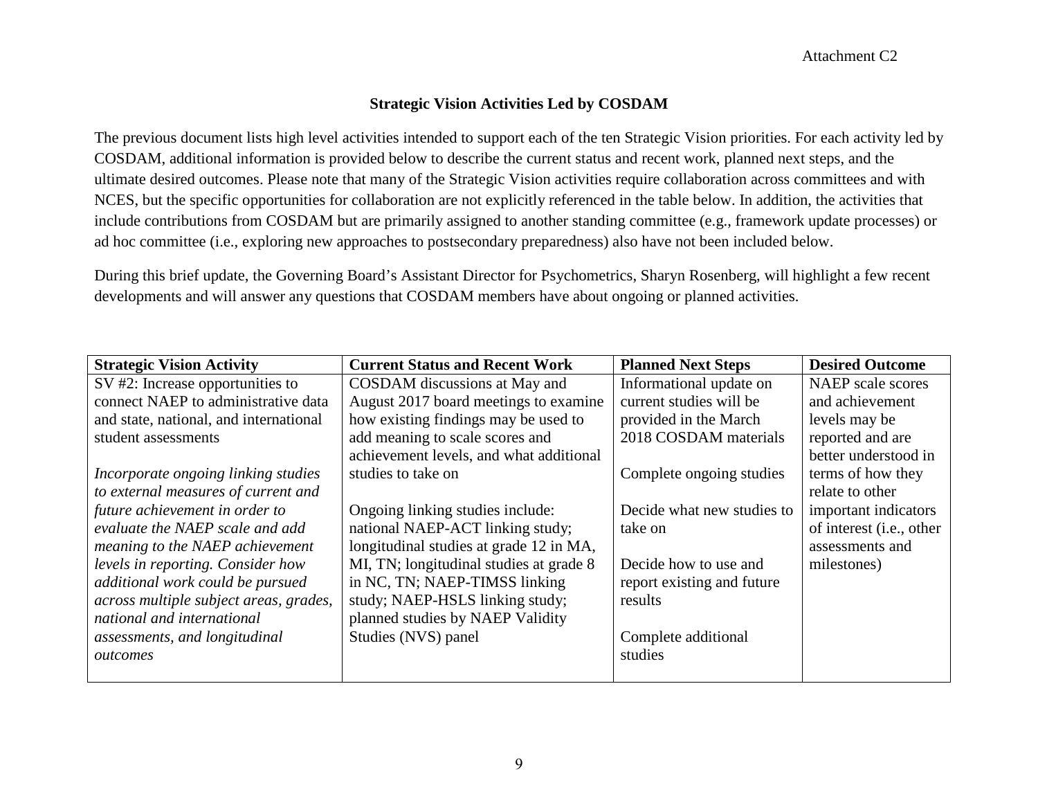Attachment C2

## Strategic Vision Activities Led by COSDAM

The previous document lists high level activities intended to support each of the ten Strategic Vision priorities. For each activity led by COSDAM, additional information is provided below to describe the current status and recent work, planned next steps, and the ultimate desired outcomes. Please note that many of the Strategic Vision activities require collaboration across committees and with NCES, but the specific opportunities for collaboration are not explicitly referenced in the table below. In addition, the activities that include contributions from COSDAM but are primarily assigned to another standing committee (e.g., framework update processes) or ad hoc committee (i.e., exploring new approaches to postsecondary preparedness) also have not been included below.

During this brief update, the Governing Board's Assistant Director for Psychometrics, Sharyn Rosenberg, will highlight a few recent developments and will answer any questions that COSDAM members have about ongoing or planned activities.

| Strategic Vision Activity | Current Status and Recent Work | Planned Next Steps | Desired Outcome |
|---|---|---|---|
| SV #2: Increase opportunities to connect NAEP to administrative data and state, national, and international student assessments<br><br>*Incorporate ongoing linking studies to external measures of current and future achievement in order to evaluate the NAEP scale and add meaning to the NAEP achievement levels in reporting. Consider how additional work could be pursued across multiple subject areas, grades, national and international assessments, and longitudinal outcomes* | COSDAM discussions at May and August 2017 board meetings to examine how existing findings may be used to add meaning to scale scores and achievement levels, and what additional studies to take on<br><br>Ongoing linking studies include: national NAEP-ACT linking study; longitudinal studies at grade 12 in MA, MI, TN; longitudinal studies at grade 8 in NC, TN; NAEP-TIMSS linking study; NAEP-HSLS linking study; planned studies by NAEP Validity Studies (NVS) panel | Informational update on current studies will be provided in the March 2018 COSDAM materials<br><br>Complete ongoing studies<br><br>Decide what new studies to take on<br><br>Decide how to use and report existing and future results<br><br>Complete additional studies | NAEP scale scores and achievement levels may be reported and are better understood in terms of how they relate to other important indicators of interest (i.e., other assessments and milestones) |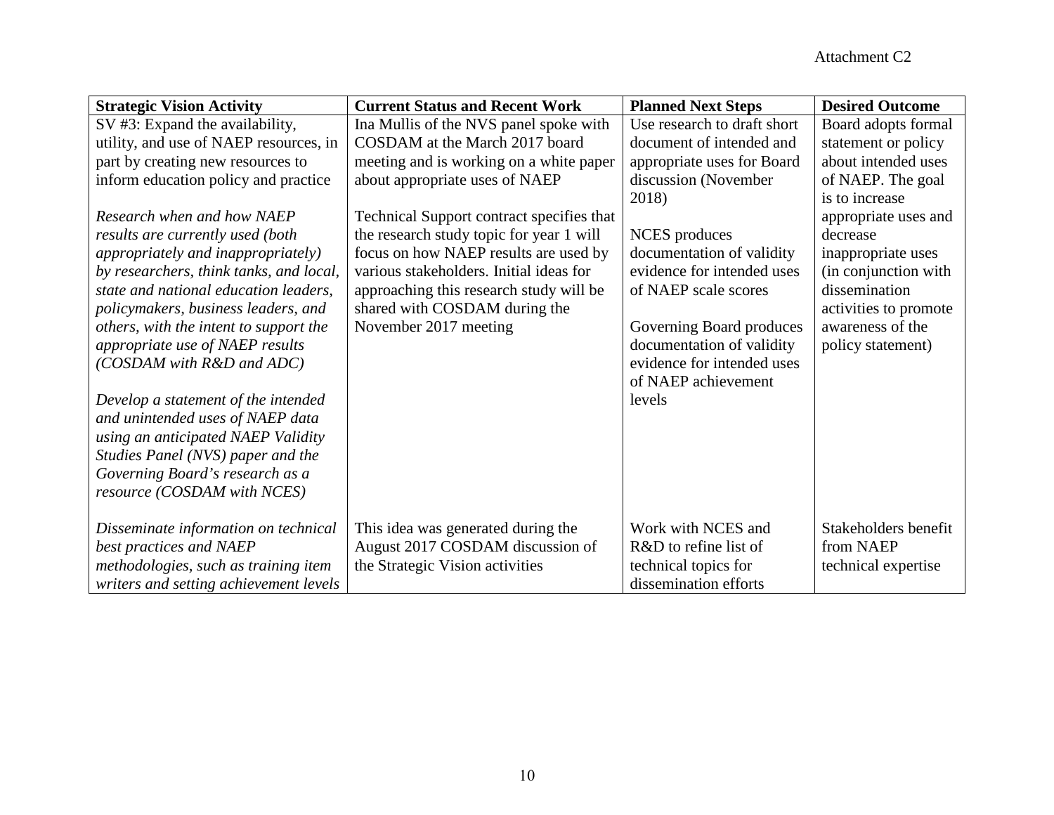Attachment C2

| Strategic Vision Activity | Current Status and Recent Work | Planned Next Steps | Desired Outcome |
| --- | --- | --- | --- |
| SV #3: Expand the availability, utility, and use of NAEP resources, in part by creating new resources to inform education policy and practice<br><br>*Research when and how NAEP results are currently used (both appropriately and inappropriately) by researchers, think tanks, and local, state and national education leaders, policymakers, business leaders, and others, with the intent to support the appropriate use of NAEP results (COSDAM with R&D and ADC)*<br><br>*Develop a statement of the intended and unintended uses of NAEP data using an anticipated NAEP Validity Studies Panel (NVS) paper and the Governing Board's research as a resource (COSDAM with NCES)* | Ina Mullis of the NVS panel spoke with COSDAM at the March 2017 board meeting and is working on a white paper about appropriate uses of NAEP<br><br>Technical Support contract specifies that the research study topic for year 1 will focus on how NAEP results are used by various stakeholders. Initial ideas for approaching this research study will be shared with COSDAM during the November 2017 meeting | Use research to draft short document of intended and appropriate uses for Board discussion (November 2018)<br><br>NCES produces documentation of validity evidence for intended uses of NAEP scale scores<br><br>Governing Board produces documentation of validity evidence for intended uses of NAEP achievement levels | Board adopts formal statement or policy about intended uses of NAEP. The goal is to increase appropriate uses and decrease inappropriate uses (in conjunction with dissemination activities to promote awareness of the policy statement) |
| *Disseminate information on technical best practices and NAEP methodologies, such as training item writers and setting achievement levels* | This idea was generated during the August 2017 COSDAM discussion of the Strategic Vision activities | Work with NCES and R&D to refine list of technical topics for dissemination efforts | Stakeholders benefit from NAEP technical expertise |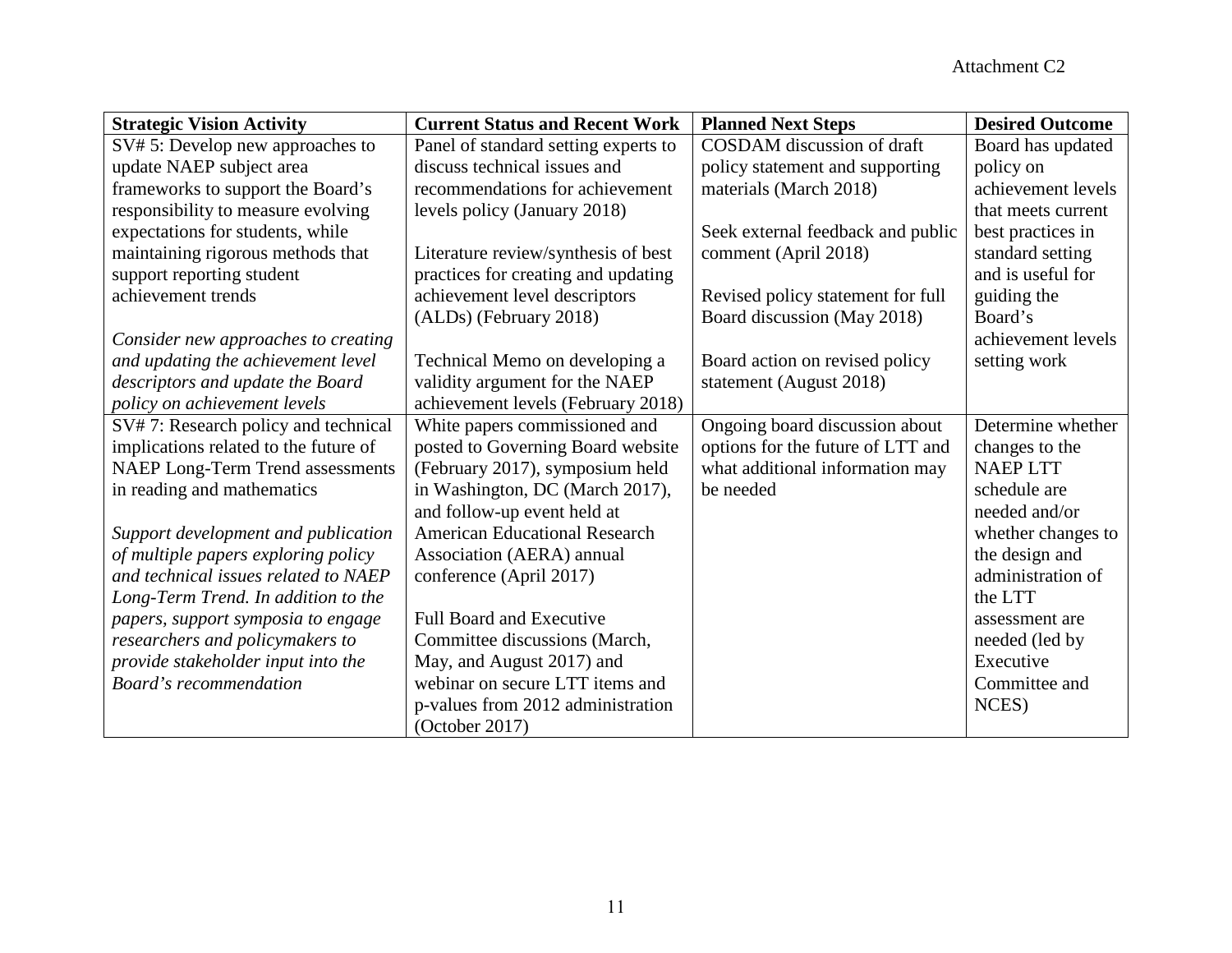Attachment C2

| Strategic Vision Activity | Current Status and Recent Work | Planned Next Steps | Desired Outcome |
|---|---|---|---|
| SV# 5: Develop new approaches to update NAEP subject area frameworks to support the Board's responsibility to measure evolving expectations for students, while maintaining rigorous methods that support reporting student achievement trends<br><br>*Consider new approaches to creating and updating the achievement level descriptors and update the Board policy on achievement levels* | Panel of standard setting experts to discuss technical issues and recommendations for achievement levels policy (January 2018)<br><br>Literature review/synthesis of best practices for creating and updating achievement level descriptors (ALDs) (February 2018)<br><br>Technical Memo on developing a validity argument for the NAEP achievement levels (February 2018) | COSDAM discussion of draft policy statement and supporting materials (March 2018)<br><br>Seek external feedback and public comment (April 2018)<br><br>Revised policy statement for full Board discussion (May 2018)<br><br>Board action on revised policy statement (August 2018) | Board has updated policy on achievement levels that meets current best practices in standard setting and is useful for guiding the Board's achievement levels setting work |
| SV# 7: Research policy and technical implications related to the future of NAEP Long-Term Trend assessments in reading and mathematics<br><br>*Support development and publication of multiple papers exploring policy and technical issues related to NAEP Long-Term Trend. In addition to the papers, support symposia to engage researchers and policymakers to provide stakeholder input into the Board's recommendation* | White papers commissioned and posted to Governing Board website (February 2017), symposium held in Washington, DC (March 2017), and follow-up event held at American Educational Research Association (AERA) annual conference (April 2017)<br><br>Full Board and Executive Committee discussions (March, May, and August 2017) and webinar on secure LTT items and p-values from 2012 administration (October 2017) | Ongoing board discussion about options for the future of LTT and what additional information may be needed | Determine whether changes to the NAEP LTT schedule are needed and/or whether changes to the design and administration of the LTT assessment are needed (led by Executive Committee and NCES) |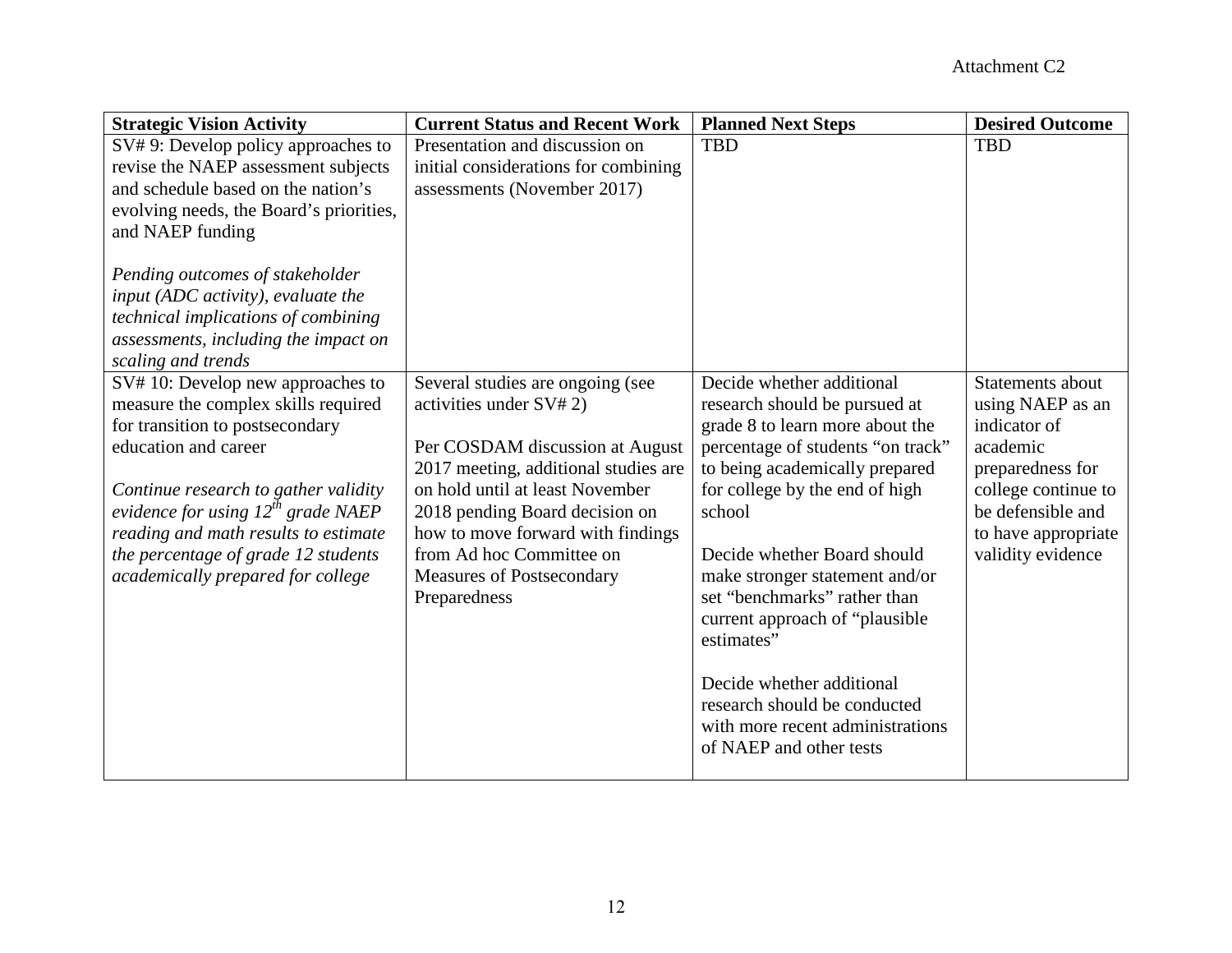| Strategic Vision Activity | Current Status and Recent Work | Planned Next Steps | Desired Outcome |
|---|---|---|---|
| SV# 9: Develop policy approaches to revise the NAEP assessment subjects and schedule based on the nation's evolving needs, the Board's priorities, and NAEP funding<br><br>*Pending outcomes of stakeholder input (ADC activity), evaluate the technical implications of combining assessments, including the impact on scaling and trends* | Presentation and discussion on initial considerations for combining assessments (November 2017) | TBD | TBD |
| SV# 10: Develop new approaches to measure the complex skills required for transition to postsecondary education and career<br><br>*Continue research to gather validity evidence for using 12th grade NAEP reading and math results to estimate the percentage of grade 12 students academically prepared for college* | Several studies are ongoing (see activities under SV# 2)<br><br>Per COSDAM discussion at August 2017 meeting, additional studies are on hold until at least November 2018 pending Board decision on how to move forward with findings from Ad hoc Committee on Measures of Postsecondary Preparedness | Decide whether additional research should be pursued at grade 8 to learn more about the percentage of students "on track" to being academically prepared for college by the end of high school<br><br>Decide whether Board should make stronger statement and/or set "benchmarks" rather than current approach of "plausible estimates"<br><br>Decide whether additional research should be conducted with more recent administrations of NAEP and other tests | Statements about using NAEP as an indicator of academic preparedness for college continue to be defensible and to have appropriate validity evidence |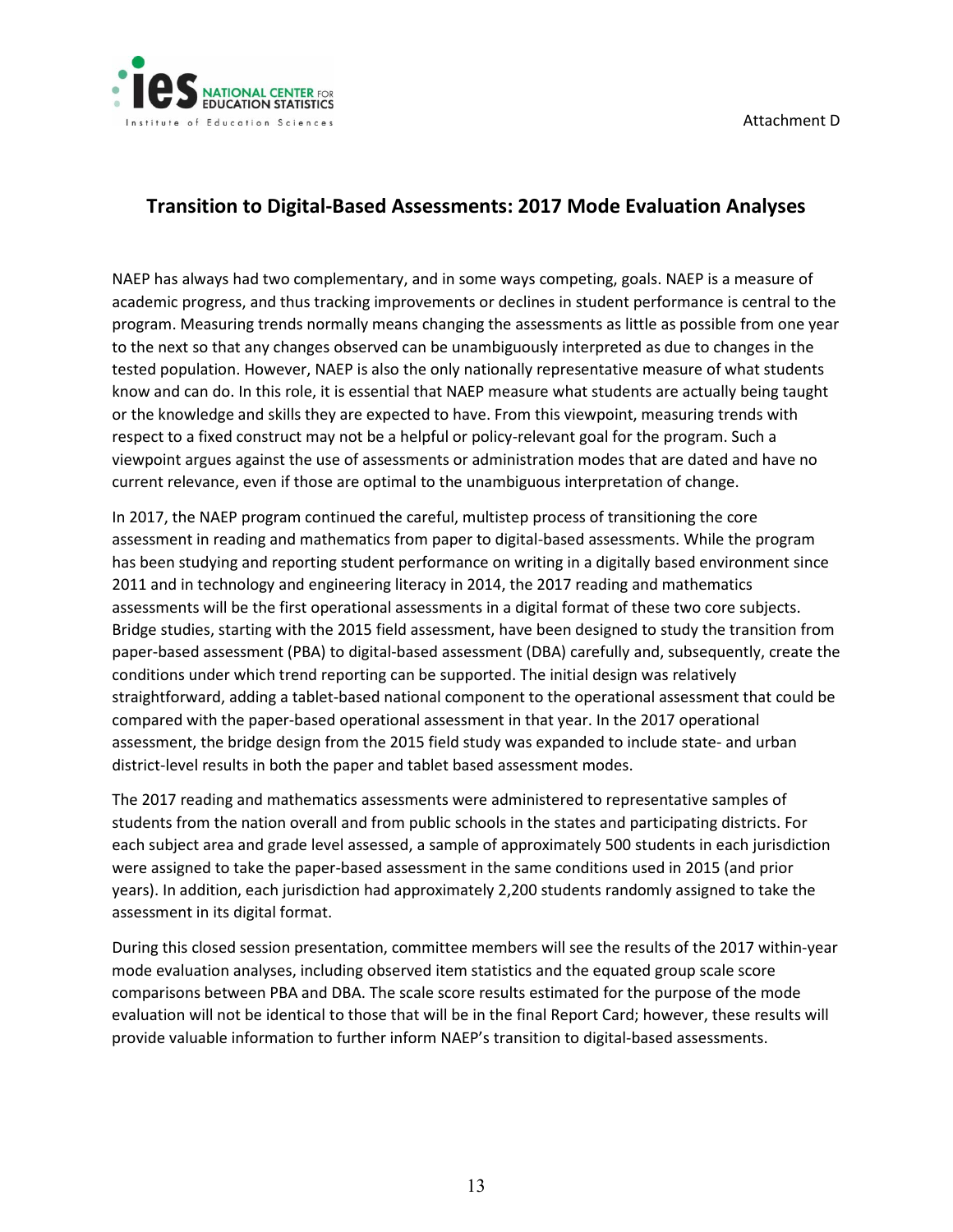Attachment D

## Transition to Digital-Based Assessments: 2017 Mode Evaluation Analyses

NAEP has always had two complementary, and in some ways competing, goals. NAEP is a measure of academic progress, and thus tracking improvements or declines in student performance is central to the program. Measuring trends normally means changing the assessments as little as possible from one year to the next so that any changes observed can be unambiguously interpreted as due to changes in the tested population. However, NAEP is also the only nationally representative measure of what students know and can do. In this role, it is essential that NAEP measure what students are actually being taught or the knowledge and skills they are expected to have. From this viewpoint, measuring trends with respect to a fixed construct may not be a helpful or policy-relevant goal for the program. Such a viewpoint argues against the use of assessments or administration modes that are dated and have no current relevance, even if those are optimal to the unambiguous interpretation of change.

In 2017, the NAEP program continued the careful, multistep process of transitioning the core assessment in reading and mathematics from paper to digital-based assessments. While the program has been studying and reporting student performance on writing in a digitally based environment since 2011 and in technology and engineering literacy in 2014, the 2017 reading and mathematics assessments will be the first operational assessments in a digital format of these two core subjects. Bridge studies, starting with the 2015 field assessment, have been designed to study the transition from paper-based assessment (PBA) to digital-based assessment (DBA) carefully and, subsequently, create the conditions under which trend reporting can be supported. The initial design was relatively straightforward, adding a tablet-based national component to the operational assessment that could be compared with the paper-based operational assessment in that year. In the 2017 operational assessment, the bridge design from the 2015 field study was expanded to include state- and urban district-level results in both the paper and tablet based assessment modes.

The 2017 reading and mathematics assessments were administered to representative samples of students from the nation overall and from public schools in the states and participating districts. For each subject area and grade level assessed, a sample of approximately 500 students in each jurisdiction were assigned to take the paper-based assessment in the same conditions used in 2015 (and prior years). In addition, each jurisdiction had approximately 2,200 students randomly assigned to take the assessment in its digital format.

During this closed session presentation, committee members will see the results of the 2017 within-year mode evaluation analyses, including observed item statistics and the equated group scale score comparisons between PBA and DBA. The scale score results estimated for the purpose of the mode evaluation will not be identical to those that will be in the final Report Card; however, these results will provide valuable information to further inform NAEP's transition to digital-based assessments.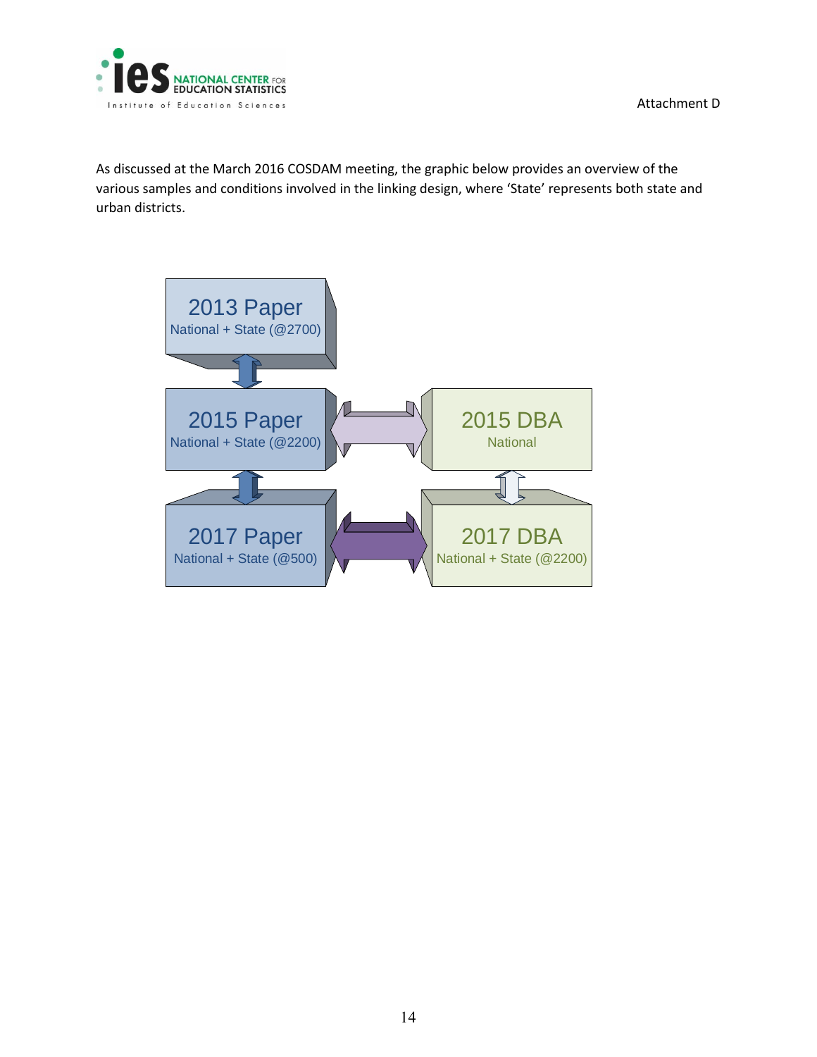Attachment D

As discussed at the March 2016 COSDAM meeting, the graphic below provides an overview of the various samples and conditions involved in the linking design, where 'State' represents both state and urban districts.

2013 Paper
National + State (@2700)

2015 Paper
National + State (@2200)

2015 DBA
National

2017 Paper
National + State (@500)

2017 DBA
National + State (@2200)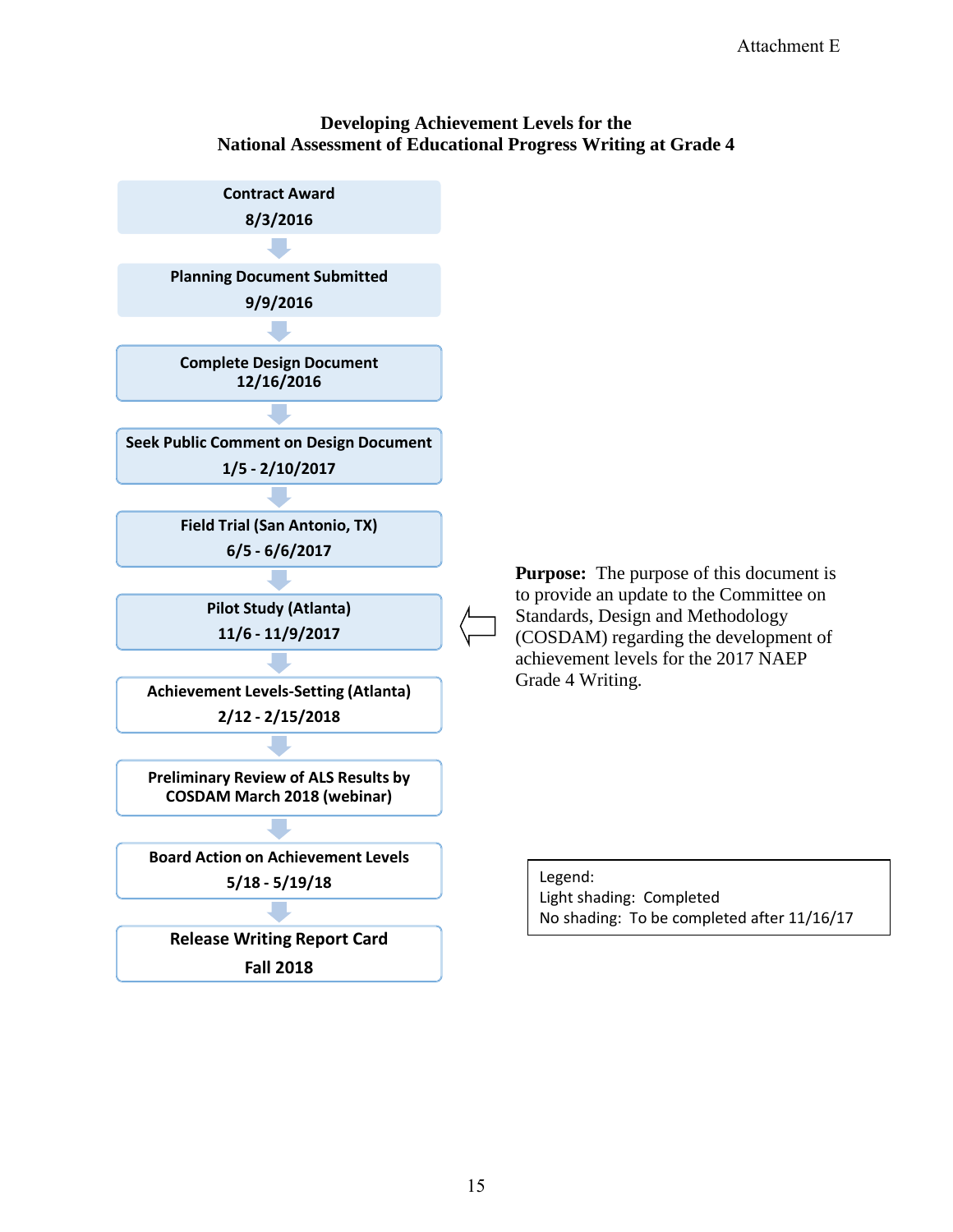Attachment E

**Developing Achievement Levels for the National Assessment of Educational Progress Writing at Grade 4**

- **Contract Award** 8/3/2016
- **Planning Document Submitted** 9/9/2016
- **Complete Design Document** 12/16/2016
- **Seek Public Comment on Design Document** 1/5 - 2/10/2017
- **Field Trial (San Antonio, TX)** 6/5 - 6/6/2017
- **Pilot Study (Atlanta)** 11/6 - 11/9/2017
- **Achievement Levels-Setting (Atlanta)** 2/12 - 2/15/2018
- **Preliminary Review of ALS Results by COSDAM March 2018 (webinar)**
- **Board Action on Achievement Levels** 5/18 - 5/19/18
- **Release Writing Report Card** Fall 2018

**Purpose:** The purpose of this document is to provide an update to the Committee on Standards, Design and Methodology (COSDAM) regarding the development of achievement levels for the 2017 NAEP Grade 4 Writing.

Legend:
Light shading: Completed
No shading: To be completed after 11/16/17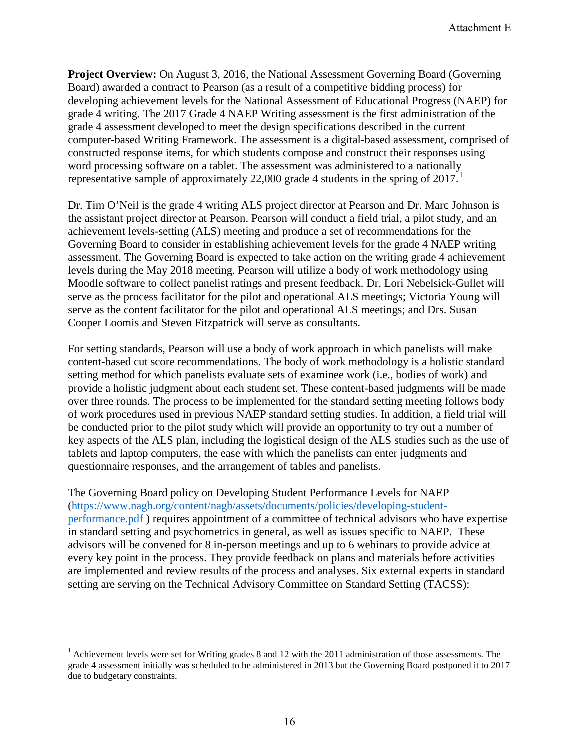**Project Overview:** On August 3, 2016, the National Assessment Governing Board (Governing Board) awarded a contract to Pearson (as a result of a competitive bidding process) for developing achievement levels for the National Assessment of Educational Progress (NAEP) for grade 4 writing. The 2017 Grade 4 NAEP Writing assessment is the first administration of the grade 4 assessment developed to meet the design specifications described in the current computer-based Writing Framework. The assessment is a digital-based assessment, comprised of constructed response items, for which students compose and construct their responses using word processing software on a tablet. The assessment was administered to a nationally representative sample of approximately 22,000 grade 4 students in the spring of 2017.[1]

Dr. Tim O'Neil is the grade 4 writing ALS project director at Pearson and Dr. Marc Johnson is the assistant project director at Pearson. Pearson will conduct a field trial, a pilot study, and an achievement levels-setting (ALS) meeting and produce a set of recommendations for the Governing Board to consider in establishing achievement levels for the grade 4 NAEP writing assessment. The Governing Board is expected to take action on the writing grade 4 achievement levels during the May 2018 meeting. Pearson will utilize a body of work methodology using Moodle software to collect panelist ratings and present feedback. Dr. Lori Nebelsick-Gullet will serve as the process facilitator for the pilot and operational ALS meetings; Victoria Young will serve as the content facilitator for the pilot and operational ALS meetings; and Drs. Susan Cooper Loomis and Steven Fitzpatrick will serve as consultants.

For setting standards, Pearson will use a body of work approach in which panelists will make content-based cut score recommendations. The body of work methodology is a holistic standard setting method for which panelists evaluate sets of examinee work (i.e., bodies of work) and provide a holistic judgment about each student set. These content-based judgments will be made over three rounds. The process to be implemented for the standard setting meeting follows body of work procedures used in previous NAEP standard setting studies. In addition, a field trial will be conducted prior to the pilot study which will provide an opportunity to try out a number of key aspects of the ALS plan, including the logistical design of the ALS studies such as the use of tablets and laptop computers, the ease with which the panelists can enter judgments and questionnaire responses, and the arrangement of tables and panelists.

The Governing Board policy on Developing Student Performance Levels for NAEP ([https://www.nagb.org/content/nagb/assets/documents/policies/developing-student-performance.pdf](https://www.nagb.org/content/nagb/assets/documents/policies/developing-student-performance.pdf) ) requires appointment of a committee of technical advisors who have expertise in standard setting and psychometrics in general, as well as issues specific to NAEP. These advisors will be convened for 8 in-person meetings and up to 6 webinars to provide advice at every key point in the process. They provide feedback on plans and materials before activities are implemented and review results of the process and analyses. Six external experts in standard setting are serving on the Technical Advisory Committee on Standard Setting (TACSS):

---

[1] Achievement levels were set for Writing grades 8 and 12 with the 2011 administration of those assessments. The grade 4 assessment initially was scheduled to be administered in 2013 but the Governing Board postponed it to 2017 due to budgetary constraints.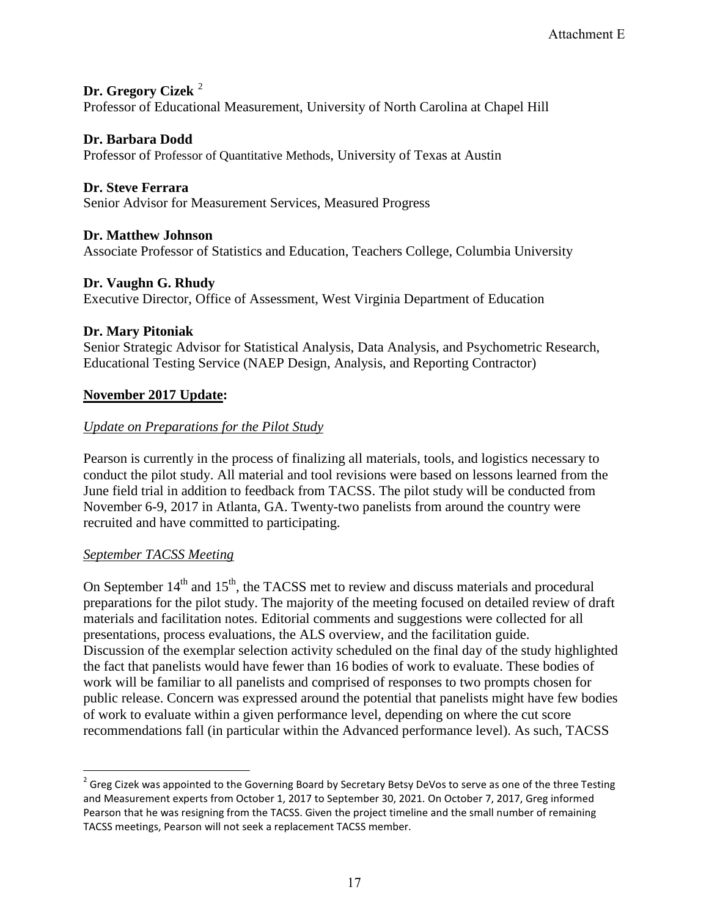**Dr. Gregory Cizek** [2]
Professor of Educational Measurement, University of North Carolina at Chapel Hill

**Dr. Barbara Dodd**
Professor of Professor of Quantitative Methods, University of Texas at Austin

**Dr. Steve Ferrara**
Senior Advisor for Measurement Services, Measured Progress

**Dr. Matthew Johnson**
Associate Professor of Statistics and Education, Teachers College, Columbia University

**Dr. Vaughn G. Rhudy**
Executive Director, Office of Assessment, West Virginia Department of Education

**Dr. Mary Pitoniak**
Senior Strategic Advisor for Statistical Analysis, Data Analysis, and Psychometric Research, Educational Testing Service (NAEP Design, Analysis, and Reporting Contractor)

**November 2017 Update:**

*Update on Preparations for the Pilot Study*

Pearson is currently in the process of finalizing all materials, tools, and logistics necessary to conduct the pilot study. All material and tool revisions were based on lessons learned from the June field trial in addition to feedback from TACSS. The pilot study will be conducted from November 6-9, 2017 in Atlanta, GA. Twenty-two panelists from around the country were recruited and have committed to participating.

*September TACSS Meeting*

On September 14th and 15th, the TACSS met to review and discuss materials and procedural preparations for the pilot study. The majority of the meeting focused on detailed review of draft materials and facilitation notes. Editorial comments and suggestions were collected for all presentations, process evaluations, the ALS overview, and the facilitation guide. Discussion of the exemplar selection activity scheduled on the final day of the study highlighted the fact that panelists would have fewer than 16 bodies of work to evaluate. These bodies of work will be familiar to all panelists and comprised of responses to two prompts chosen for public release. Concern was expressed around the potential that panelists might have few bodies of work to evaluate within a given performance level, depending on where the cut score recommendations fall (in particular within the Advanced performance level). As such, TACSS

[2] Greg Cizek was appointed to the Governing Board by Secretary Betsy DeVos to serve as one of the three Testing and Measurement experts from October 1, 2017 to September 30, 2021. On October 7, 2017, Greg informed Pearson that he was resigning from the TACSS. Given the project timeline and the small number of remaining TACSS meetings, Pearson will not seek a replacement TACSS member.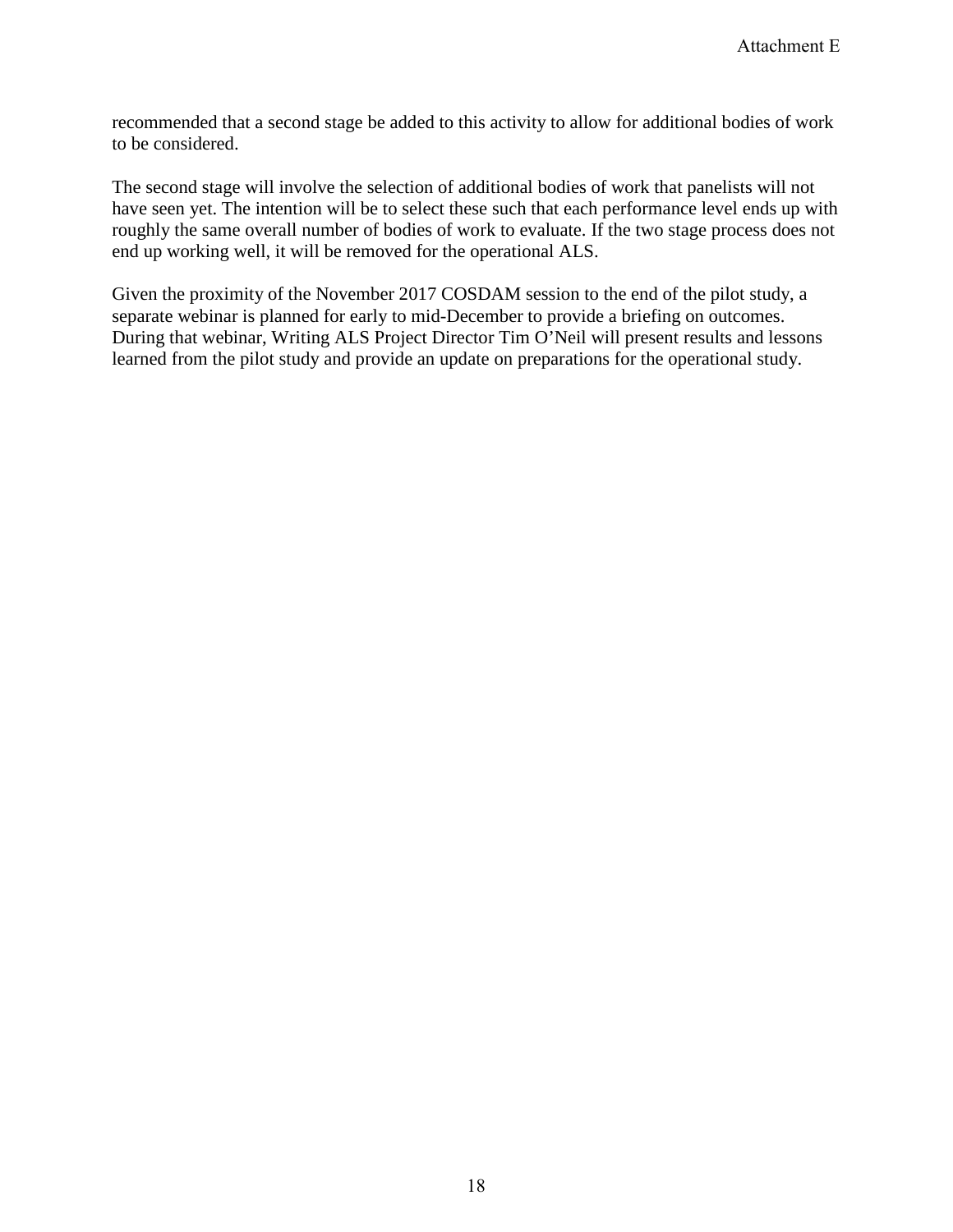recommended that a second stage be added to this activity to allow for additional bodies of work to be considered.

The second stage will involve the selection of additional bodies of work that panelists will not have seen yet. The intention will be to select these such that each performance level ends up with roughly the same overall number of bodies of work to evaluate. If the two stage process does not end up working well, it will be removed for the operational ALS.

Given the proximity of the November 2017 COSDAM session to the end of the pilot study, a separate webinar is planned for early to mid-December to provide a briefing on outcomes. During that webinar, Writing ALS Project Director Tim O'Neil will present results and lessons learned from the pilot study and provide an update on preparations for the operational study.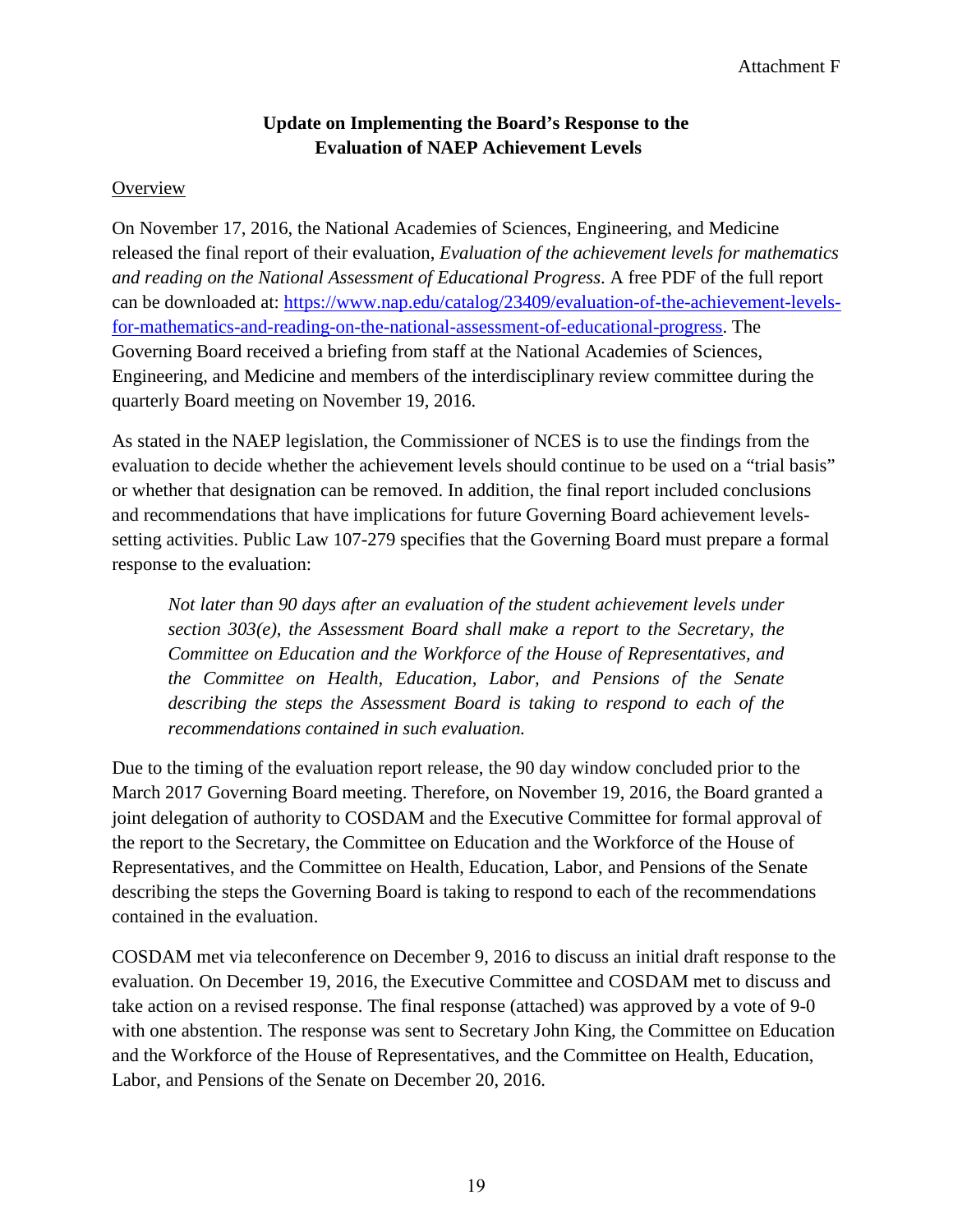Attachment F

## Update on Implementing the Board's Response to the Evaluation of NAEP Achievement Levels

Overview

On November 17, 2016, the National Academies of Sciences, Engineering, and Medicine released the final report of their evaluation, *Evaluation of the achievement levels for mathematics and reading on the National Assessment of Educational Progress*. A free PDF of the full report can be downloaded at: [https://www.nap.edu/catalog/23409/evaluation-of-the-achievement-levels-for-mathematics-and-reading-on-the-national-assessment-of-educational-progress](https://www.nap.edu/catalog/23409/evaluation-of-the-achievement-levels-for-mathematics-and-reading-on-the-national-assessment-of-educational-progress). The Governing Board received a briefing from staff at the National Academies of Sciences, Engineering, and Medicine and members of the interdisciplinary review committee during the quarterly Board meeting on November 19, 2016.

As stated in the NAEP legislation, the Commissioner of NCES is to use the findings from the evaluation to decide whether the achievement levels should continue to be used on a "trial basis" or whether that designation can be removed. In addition, the final report included conclusions and recommendations that have implications for future Governing Board achievement levels-setting activities. Public Law 107-279 specifies that the Governing Board must prepare a formal response to the evaluation:

> *Not later than 90 days after an evaluation of the student achievement levels under section 303(e), the Assessment Board shall make a report to the Secretary, the Committee on Education and the Workforce of the House of Representatives, and the Committee on Health, Education, Labor, and Pensions of the Senate describing the steps the Assessment Board is taking to respond to each of the recommendations contained in such evaluation.*

Due to the timing of the evaluation report release, the 90 day window concluded prior to the March 2017 Governing Board meeting. Therefore, on November 19, 2016, the Board granted a joint delegation of authority to COSDAM and the Executive Committee for formal approval of the report to the Secretary, the Committee on Education and the Workforce of the House of Representatives, and the Committee on Health, Education, Labor, and Pensions of the Senate describing the steps the Governing Board is taking to respond to each of the recommendations contained in the evaluation.

COSDAM met via teleconference on December 9, 2016 to discuss an initial draft response to the evaluation. On December 19, 2016, the Executive Committee and COSDAM met to discuss and take action on a revised response. The final response (attached) was approved by a vote of 9-0 with one abstention. The response was sent to Secretary John King, the Committee on Education and the Workforce of the House of Representatives, and the Committee on Health, Education, Labor, and Pensions of the Senate on December 20, 2016.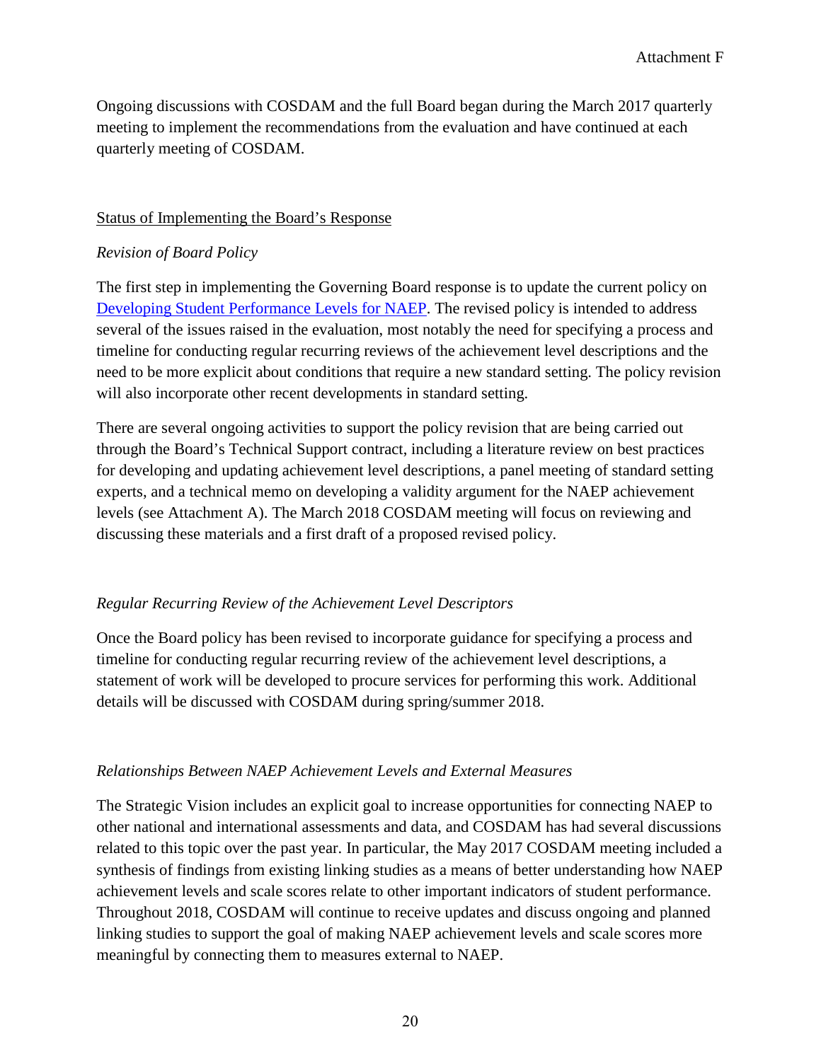Ongoing discussions with COSDAM and the full Board began during the March 2017 quarterly meeting to implement the recommendations from the evaluation and have continued at each quarterly meeting of COSDAM.

## Status of Implementing the Board's Response

### *Revision of Board Policy*

The first step in implementing the Governing Board response is to update the current policy on [Developing Student Performance Levels for NAEP](). The revised policy is intended to address several of the issues raised in the evaluation, most notably the need for specifying a process and timeline for conducting regular recurring reviews of the achievement level descriptions and the need to be more explicit about conditions that require a new standard setting. The policy revision will also incorporate other recent developments in standard setting.

There are several ongoing activities to support the policy revision that are being carried out through the Board's Technical Support contract, including a literature review on best practices for developing and updating achievement level descriptions, a panel meeting of standard setting experts, and a technical memo on developing a validity argument for the NAEP achievement levels (see Attachment A). The March 2018 COSDAM meeting will focus on reviewing and discussing these materials and a first draft of a proposed revised policy.

### *Regular Recurring Review of the Achievement Level Descriptors*

Once the Board policy has been revised to incorporate guidance for specifying a process and timeline for conducting regular recurring review of the achievement level descriptions, a statement of work will be developed to procure services for performing this work. Additional details will be discussed with COSDAM during spring/summer 2018.

### *Relationships Between NAEP Achievement Levels and External Measures*

The Strategic Vision includes an explicit goal to increase opportunities for connecting NAEP to other national and international assessments and data, and COSDAM has had several discussions related to this topic over the past year. In particular, the May 2017 COSDAM meeting included a synthesis of findings from existing linking studies as a means of better understanding how NAEP achievement levels and scale scores relate to other important indicators of student performance. Throughout 2018, COSDAM will continue to receive updates and discuss ongoing and planned linking studies to support the goal of making NAEP achievement levels and scale scores more meaningful by connecting them to measures external to NAEP.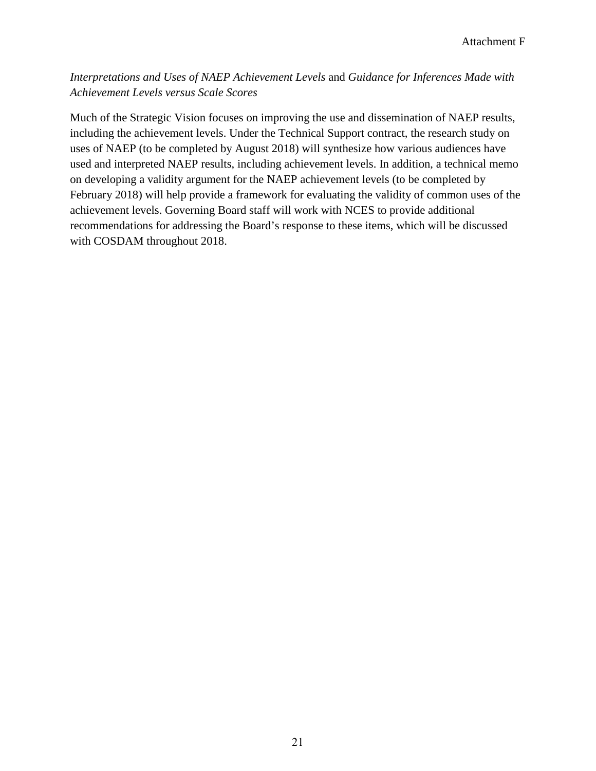*Interpretations and Uses of NAEP Achievement Levels* and *Guidance for Inferences Made with Achievement Levels versus Scale Scores*

Much of the Strategic Vision focuses on improving the use and dissemination of NAEP results, including the achievement levels. Under the Technical Support contract, the research study on uses of NAEP (to be completed by August 2018) will synthesize how various audiences have used and interpreted NAEP results, including achievement levels. In addition, a technical memo on developing a validity argument for the NAEP achievement levels (to be completed by February 2018) will help provide a framework for evaluating the validity of common uses of the achievement levels. Governing Board staff will work with NCES to provide additional recommendations for addressing the Board's response to these items, which will be discussed with COSDAM throughout 2018.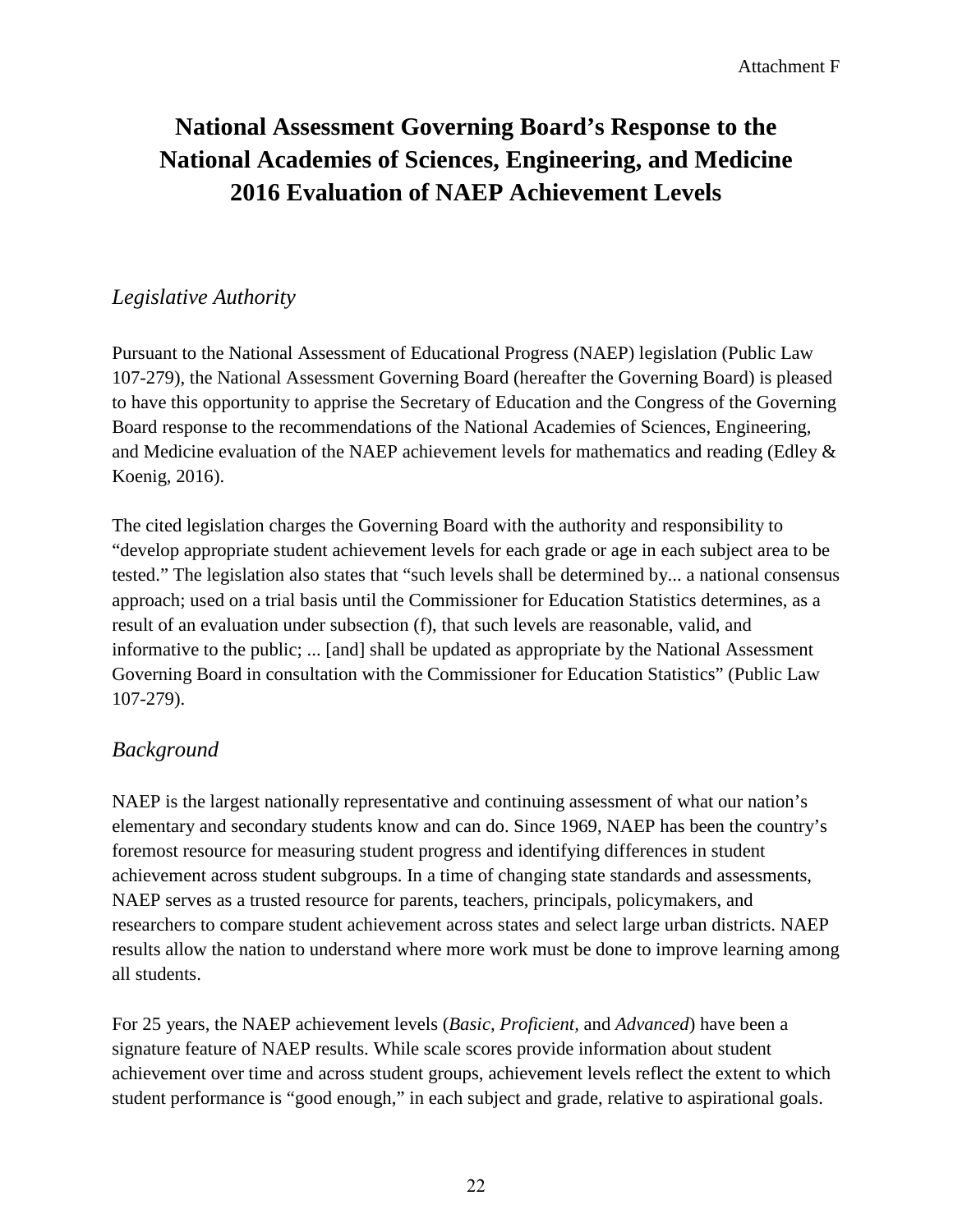Attachment F

# National Assessment Governing Board's Response to the National Academies of Sciences, Engineering, and Medicine 2016 Evaluation of NAEP Achievement Levels

## *Legislative Authority*

Pursuant to the National Assessment of Educational Progress (NAEP) legislation (Public Law 107-279), the National Assessment Governing Board (hereafter the Governing Board) is pleased to have this opportunity to apprise the Secretary of Education and the Congress of the Governing Board response to the recommendations of the National Academies of Sciences, Engineering, and Medicine evaluation of the NAEP achievement levels for mathematics and reading (Edley & Koenig, 2016).

The cited legislation charges the Governing Board with the authority and responsibility to "develop appropriate student achievement levels for each grade or age in each subject area to be tested." The legislation also states that "such levels shall be determined by... a national consensus approach; used on a trial basis until the Commissioner for Education Statistics determines, as a result of an evaluation under subsection (f), that such levels are reasonable, valid, and informative to the public; ... [and] shall be updated as appropriate by the National Assessment Governing Board in consultation with the Commissioner for Education Statistics" (Public Law 107-279).

## *Background*

NAEP is the largest nationally representative and continuing assessment of what our nation's elementary and secondary students know and can do. Since 1969, NAEP has been the country's foremost resource for measuring student progress and identifying differences in student achievement across student subgroups. In a time of changing state standards and assessments, NAEP serves as a trusted resource for parents, teachers, principals, policymakers, and researchers to compare student achievement across states and select large urban districts. NAEP results allow the nation to understand where more work must be done to improve learning among all students.

For 25 years, the NAEP achievement levels (*Basic*, *Proficient*, and *Advanced*) have been a signature feature of NAEP results. While scale scores provide information about student achievement over time and across student groups, achievement levels reflect the extent to which student performance is "good enough," in each subject and grade, relative to aspirational goals.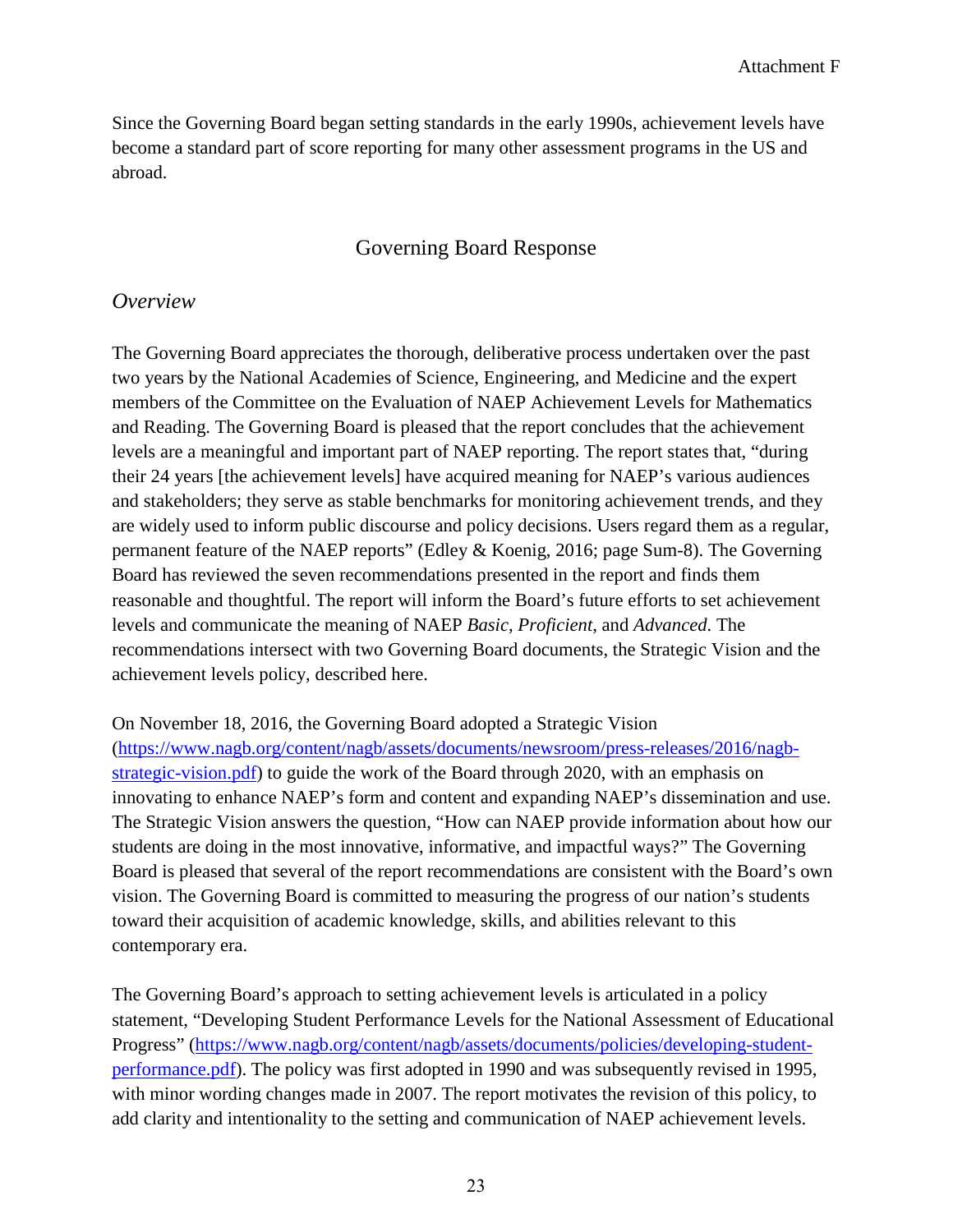Since the Governing Board began setting standards in the early 1990s, achievement levels have become a standard part of score reporting for many other assessment programs in the US and abroad.

## Governing Board Response

### *Overview*

The Governing Board appreciates the thorough, deliberative process undertaken over the past two years by the National Academies of Science, Engineering, and Medicine and the expert members of the Committee on the Evaluation of NAEP Achievement Levels for Mathematics and Reading. The Governing Board is pleased that the report concludes that the achievement levels are a meaningful and important part of NAEP reporting. The report states that, "during their 24 years [the achievement levels] have acquired meaning for NAEP's various audiences and stakeholders; they serve as stable benchmarks for monitoring achievement trends, and they are widely used to inform public discourse and policy decisions. Users regard them as a regular, permanent feature of the NAEP reports" (Edley & Koenig, 2016; page Sum-8). The Governing Board has reviewed the seven recommendations presented in the report and finds them reasonable and thoughtful. The report will inform the Board's future efforts to set achievement levels and communicate the meaning of NAEP *Basic*, *Proficient*, and *Advanced*. The recommendations intersect with two Governing Board documents, the Strategic Vision and the achievement levels policy, described here.

On November 18, 2016, the Governing Board adopted a Strategic Vision (https://www.nagb.org/content/nagb/assets/documents/newsroom/press-releases/2016/nagb-strategic-vision.pdf) to guide the work of the Board through 2020, with an emphasis on innovating to enhance NAEP's form and content and expanding NAEP's dissemination and use. The Strategic Vision answers the question, "How can NAEP provide information about how our students are doing in the most innovative, informative, and impactful ways?" The Governing Board is pleased that several of the report recommendations are consistent with the Board's own vision. The Governing Board is committed to measuring the progress of our nation's students toward their acquisition of academic knowledge, skills, and abilities relevant to this contemporary era.

The Governing Board's approach to setting achievement levels is articulated in a policy statement, "Developing Student Performance Levels for the National Assessment of Educational Progress" (https://www.nagb.org/content/nagb/assets/documents/policies/developing-student-performance.pdf). The policy was first adopted in 1990 and was subsequently revised in 1995, with minor wording changes made in 2007. The report motivates the revision of this policy, to add clarity and intentionality to the setting and communication of NAEP achievement levels.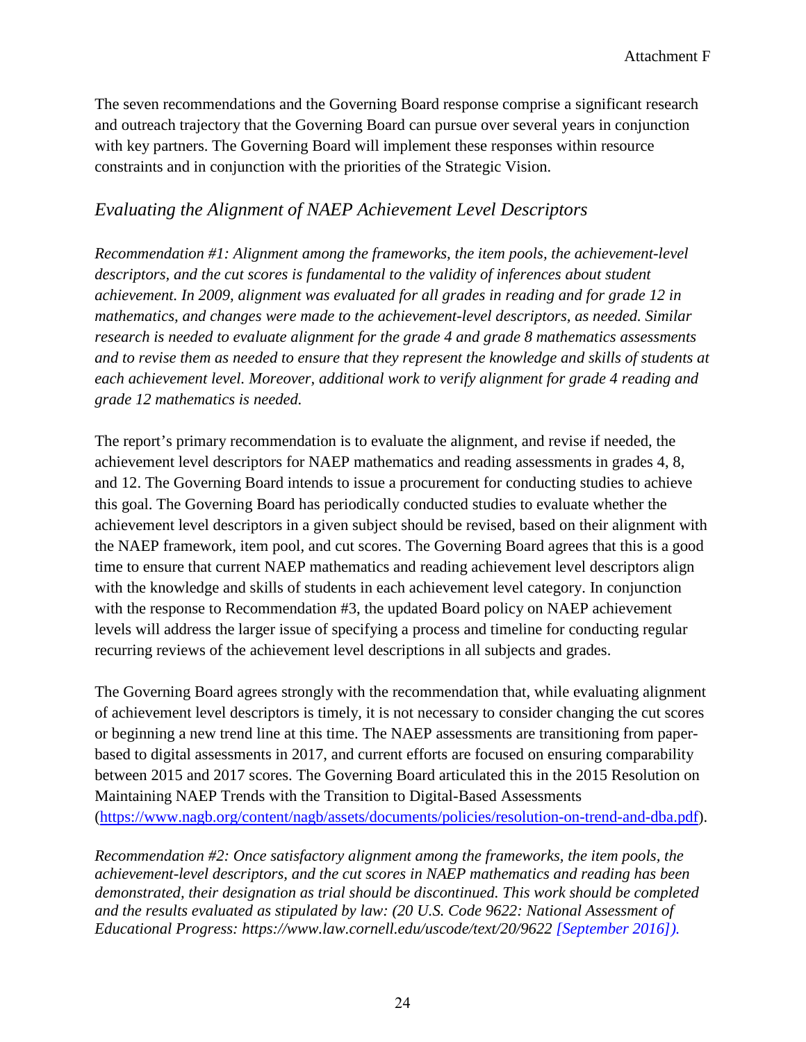The seven recommendations and the Governing Board response comprise a significant research and outreach trajectory that the Governing Board can pursue over several years in conjunction with key partners. The Governing Board will implement these responses within resource constraints and in conjunction with the priorities of the Strategic Vision.

## *Evaluating the Alignment of NAEP Achievement Level Descriptors*

*Recommendation #1: Alignment among the frameworks, the item pools, the achievement-level descriptors, and the cut scores is fundamental to the validity of inferences about student achievement. In 2009, alignment was evaluated for all grades in reading and for grade 12 in mathematics, and changes were made to the achievement-level descriptors, as needed. Similar research is needed to evaluate alignment for the grade 4 and grade 8 mathematics assessments and to revise them as needed to ensure that they represent the knowledge and skills of students at each achievement level. Moreover, additional work to verify alignment for grade 4 reading and grade 12 mathematics is needed.*

The report's primary recommendation is to evaluate the alignment, and revise if needed, the achievement level descriptors for NAEP mathematics and reading assessments in grades 4, 8, and 12. The Governing Board intends to issue a procurement for conducting studies to achieve this goal. The Governing Board has periodically conducted studies to evaluate whether the achievement level descriptors in a given subject should be revised, based on their alignment with the NAEP framework, item pool, and cut scores. The Governing Board agrees that this is a good time to ensure that current NAEP mathematics and reading achievement level descriptors align with the knowledge and skills of students in each achievement level category. In conjunction with the response to Recommendation #3, the updated Board policy on NAEP achievement levels will address the larger issue of specifying a process and timeline for conducting regular recurring reviews of the achievement level descriptions in all subjects and grades.

The Governing Board agrees strongly with the recommendation that, while evaluating alignment of achievement level descriptors is timely, it is not necessary to consider changing the cut scores or beginning a new trend line at this time. The NAEP assessments are transitioning from paper-based to digital assessments in 2017, and current efforts are focused on ensuring comparability between 2015 and 2017 scores. The Governing Board articulated this in the 2015 Resolution on Maintaining NAEP Trends with the Transition to Digital-Based Assessments (https://www.nagb.org/content/nagb/assets/documents/policies/resolution-on-trend-and-dba.pdf).

*Recommendation #2: Once satisfactory alignment among the frameworks, the item pools, the achievement-level descriptors, and the cut scores in NAEP mathematics and reading has been demonstrated, their designation as trial should be discontinued. This work should be completed and the results evaluated as stipulated by law: (20 U.S. Code 9622: National Assessment of Educational Progress: https://www.law.cornell.edu/uscode/text/20/9622 [September 2016]).*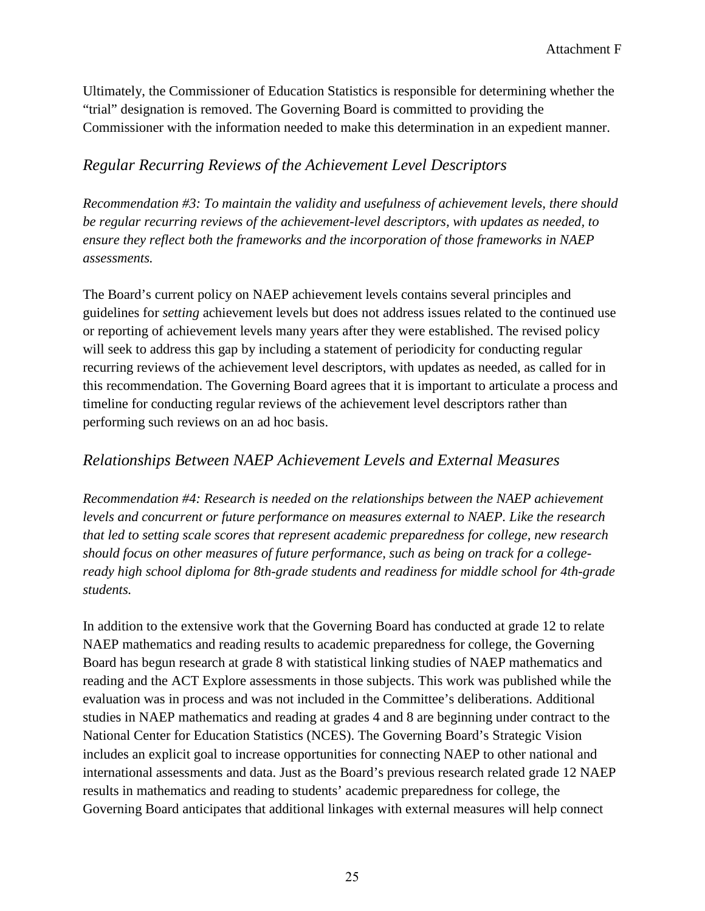Ultimately, the Commissioner of Education Statistics is responsible for determining whether the "trial" designation is removed. The Governing Board is committed to providing the Commissioner with the information needed to make this determination in an expedient manner.

## *Regular Recurring Reviews of the Achievement Level Descriptors*

*Recommendation #3: To maintain the validity and usefulness of achievement levels, there should be regular recurring reviews of the achievement-level descriptors, with updates as needed, to ensure they reflect both the frameworks and the incorporation of those frameworks in NAEP assessments.*

The Board's current policy on NAEP achievement levels contains several principles and guidelines for *setting* achievement levels but does not address issues related to the continued use or reporting of achievement levels many years after they were established. The revised policy will seek to address this gap by including a statement of periodicity for conducting regular recurring reviews of the achievement level descriptors, with updates as needed, as called for in this recommendation. The Governing Board agrees that it is important to articulate a process and timeline for conducting regular reviews of the achievement level descriptors rather than performing such reviews on an ad hoc basis.

## *Relationships Between NAEP Achievement Levels and External Measures*

*Recommendation #4: Research is needed on the relationships between the NAEP achievement levels and concurrent or future performance on measures external to NAEP. Like the research that led to setting scale scores that represent academic preparedness for college, new research should focus on other measures of future performance, such as being on track for a college-ready high school diploma for 8th-grade students and readiness for middle school for 4th-grade students.*

In addition to the extensive work that the Governing Board has conducted at grade 12 to relate NAEP mathematics and reading results to academic preparedness for college, the Governing Board has begun research at grade 8 with statistical linking studies of NAEP mathematics and reading and the ACT Explore assessments in those subjects. This work was published while the evaluation was in process and was not included in the Committee's deliberations. Additional studies in NAEP mathematics and reading at grades 4 and 8 are beginning under contract to the National Center for Education Statistics (NCES). The Governing Board's Strategic Vision includes an explicit goal to increase opportunities for connecting NAEP to other national and international assessments and data. Just as the Board's previous research related grade 12 NAEP results in mathematics and reading to students' academic preparedness for college, the Governing Board anticipates that additional linkages with external measures will help connect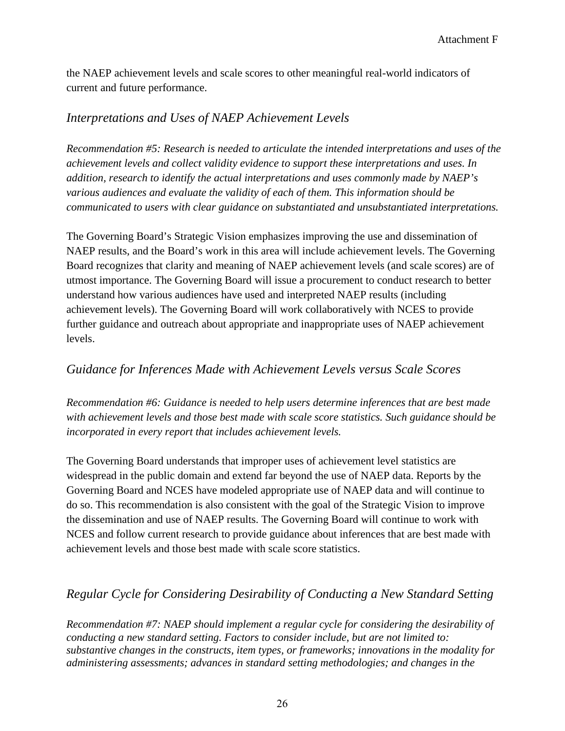the NAEP achievement levels and scale scores to other meaningful real-world indicators of current and future performance.

## *Interpretations and Uses of NAEP Achievement Levels*

*Recommendation #5: Research is needed to articulate the intended interpretations and uses of the achievement levels and collect validity evidence to support these interpretations and uses. In addition, research to identify the actual interpretations and uses commonly made by NAEP's various audiences and evaluate the validity of each of them. This information should be communicated to users with clear guidance on substantiated and unsubstantiated interpretations.*

The Governing Board's Strategic Vision emphasizes improving the use and dissemination of NAEP results, and the Board's work in this area will include achievement levels. The Governing Board recognizes that clarity and meaning of NAEP achievement levels (and scale scores) are of utmost importance. The Governing Board will issue a procurement to conduct research to better understand how various audiences have used and interpreted NAEP results (including achievement levels). The Governing Board will work collaboratively with NCES to provide further guidance and outreach about appropriate and inappropriate uses of NAEP achievement levels.

## *Guidance for Inferences Made with Achievement Levels versus Scale Scores*

*Recommendation #6: Guidance is needed to help users determine inferences that are best made with achievement levels and those best made with scale score statistics. Such guidance should be incorporated in every report that includes achievement levels.*

The Governing Board understands that improper uses of achievement level statistics are widespread in the public domain and extend far beyond the use of NAEP data. Reports by the Governing Board and NCES have modeled appropriate use of NAEP data and will continue to do so. This recommendation is also consistent with the goal of the Strategic Vision to improve the dissemination and use of NAEP results. The Governing Board will continue to work with NCES and follow current research to provide guidance about inferences that are best made with achievement levels and those best made with scale score statistics.

## *Regular Cycle for Considering Desirability of Conducting a New Standard Setting*

*Recommendation #7: NAEP should implement a regular cycle for considering the desirability of conducting a new standard setting. Factors to consider include, but are not limited to: substantive changes in the constructs, item types, or frameworks; innovations in the modality for administering assessments; advances in standard setting methodologies; and changes in the*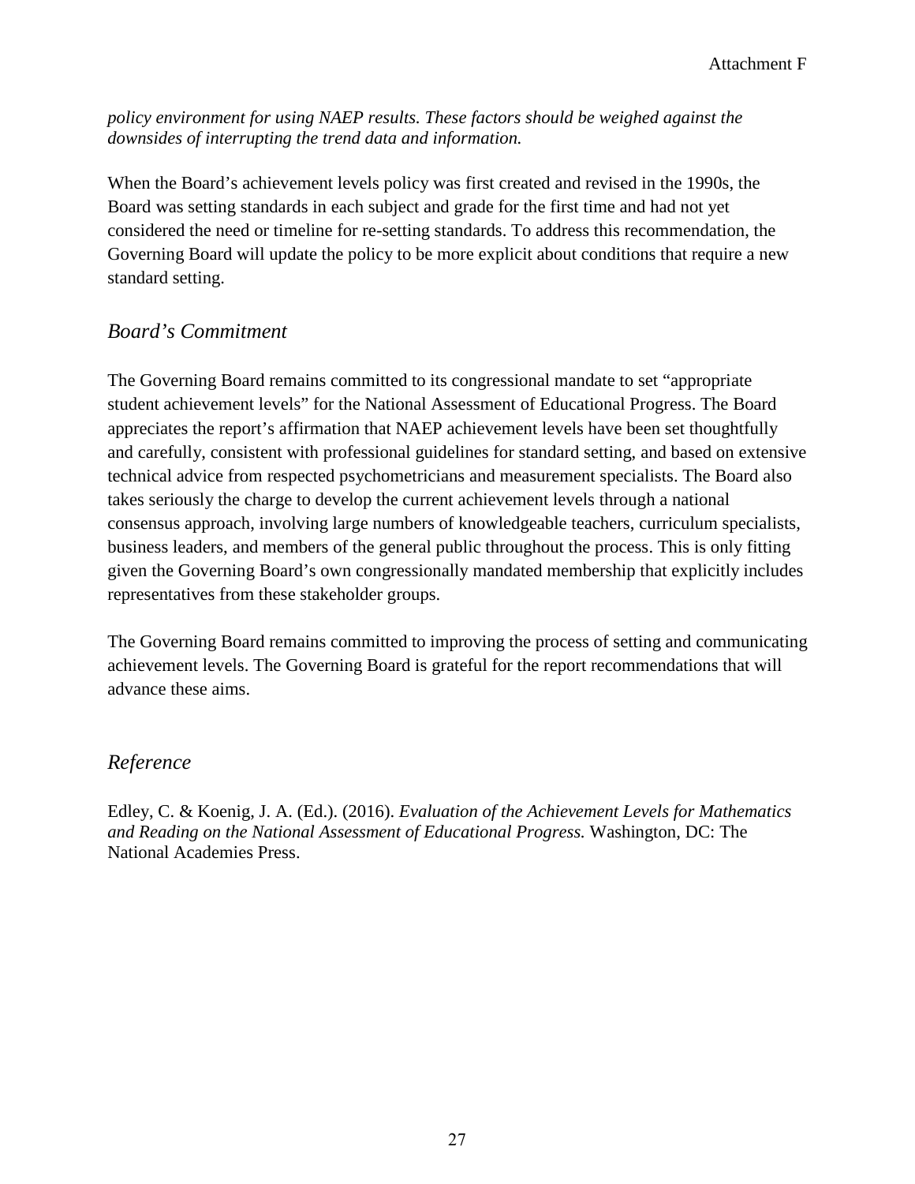*policy environment for using NAEP results. These factors should be weighed against the downsides of interrupting the trend data and information.*

When the Board's achievement levels policy was first created and revised in the 1990s, the Board was setting standards in each subject and grade for the first time and had not yet considered the need or timeline for re-setting standards. To address this recommendation, the Governing Board will update the policy to be more explicit about conditions that require a new standard setting.

## *Board's Commitment*

The Governing Board remains committed to its congressional mandate to set "appropriate student achievement levels" for the National Assessment of Educational Progress. The Board appreciates the report's affirmation that NAEP achievement levels have been set thoughtfully and carefully, consistent with professional guidelines for standard setting, and based on extensive technical advice from respected psychometricians and measurement specialists. The Board also takes seriously the charge to develop the current achievement levels through a national consensus approach, involving large numbers of knowledgeable teachers, curriculum specialists, business leaders, and members of the general public throughout the process. This is only fitting given the Governing Board's own congressionally mandated membership that explicitly includes representatives from these stakeholder groups.

The Governing Board remains committed to improving the process of setting and communicating achievement levels. The Governing Board is grateful for the report recommendations that will advance these aims.

## *Reference*

Edley, C. & Koenig, J. A. (Ed.). (2016). *Evaluation of the Achievement Levels for Mathematics and Reading on the National Assessment of Educational Progress.* Washington, DC: The National Academies Press.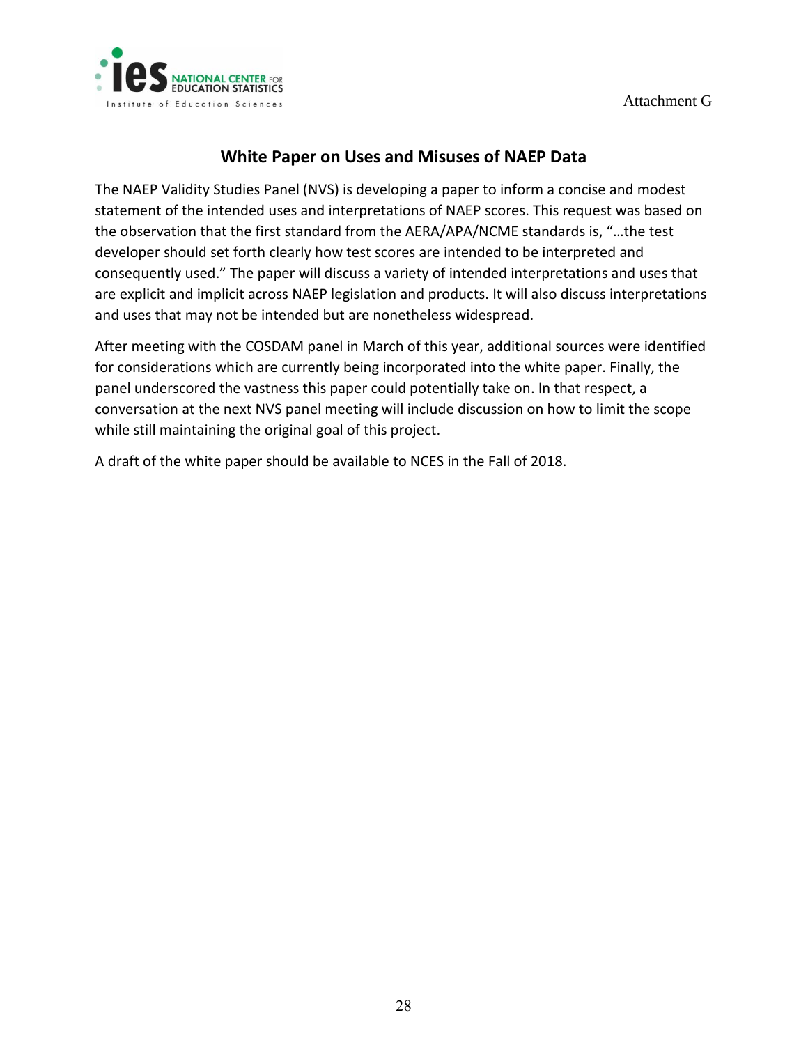Attachment G

## White Paper on Uses and Misuses of NAEP Data

The NAEP Validity Studies Panel (NVS) is developing a paper to inform a concise and modest statement of the intended uses and interpretations of NAEP scores. This request was based on the observation that the first standard from the AERA/APA/NCME standards is, "…the test developer should set forth clearly how test scores are intended to be interpreted and consequently used." The paper will discuss a variety of intended interpretations and uses that are explicit and implicit across NAEP legislation and products. It will also discuss interpretations and uses that may not be intended but are nonetheless widespread.

After meeting with the COSDAM panel in March of this year, additional sources were identified for considerations which are currently being incorporated into the white paper. Finally, the panel underscored the vastness this paper could potentially take on. In that respect, a conversation at the next NVS panel meeting will include discussion on how to limit the scope while still maintaining the original goal of this project.

A draft of the white paper should be available to NCES in the Fall of 2018.